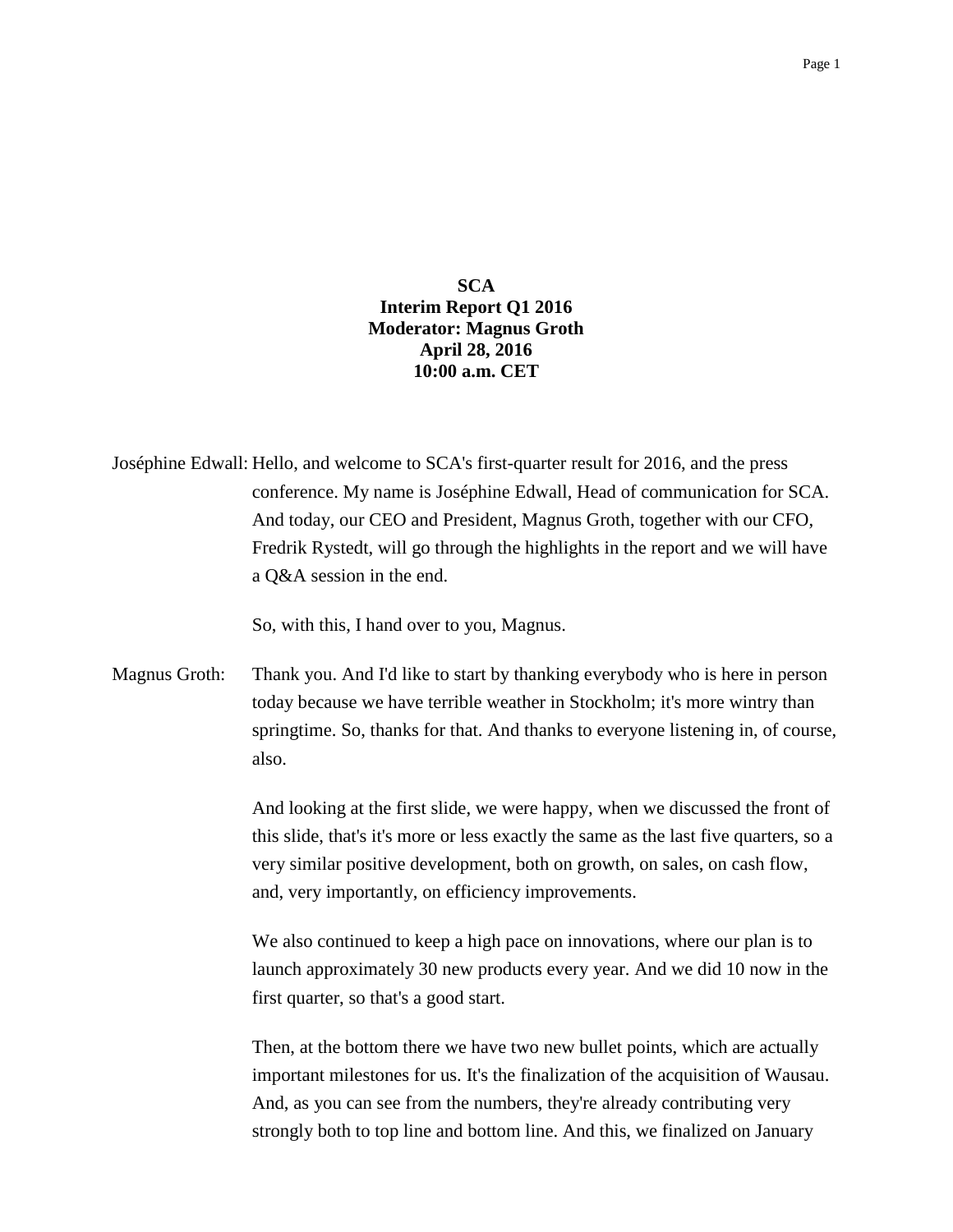**SCA**
**Interim Report Q1 2016**
**Moderator: Magnus Groth**
**April 28, 2016**
**10:00 a.m. CET**

Joséphine Edwall: Hello, and welcome to SCA's first-quarter result for 2016, and the press conference. My name is Joséphine Edwall, Head of communication for SCA. And today, our CEO and President, Magnus Groth, together with our CFO, Fredrik Rystedt, will go through the highlights in the report and we will have a Q&A session in the end.

So, with this, I hand over to you, Magnus.

Magnus Groth: Thank you. And I'd like to start by thanking everybody who is here in person today because we have terrible weather in Stockholm; it's more wintry than springtime. So, thanks for that. And thanks to everyone listening in, of course, also.

And looking at the first slide, we were happy, when we discussed the front of this slide, that's it's more or less exactly the same as the last five quarters, so a very similar positive development, both on growth, on sales, on cash flow, and, very importantly, on efficiency improvements.

We also continued to keep a high pace on innovations, where our plan is to launch approximately 30 new products every year. And we did 10 now in the first quarter, so that's a good start.

Then, at the bottom there we have two new bullet points, which are actually important milestones for us. It's the finalization of the acquisition of Wausau. And, as you can see from the numbers, they're already contributing very strongly both to top line and bottom line. And this, we finalized on January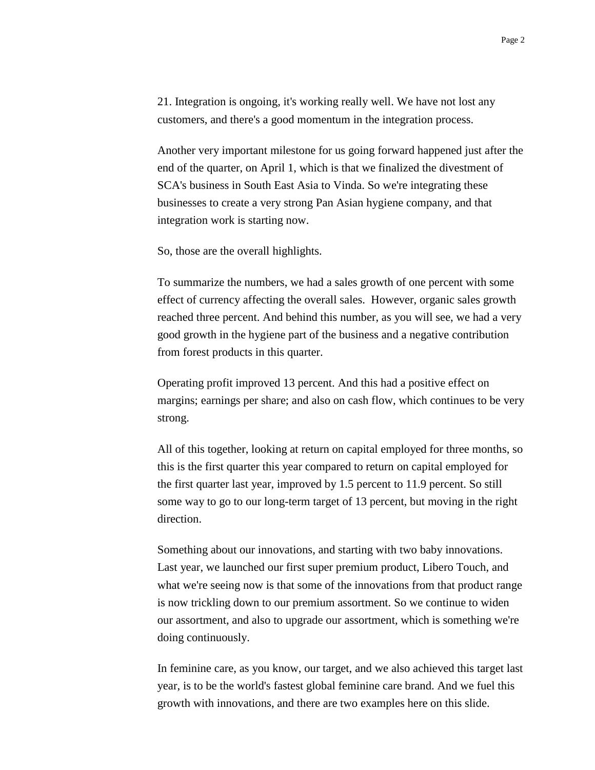21. Integration is ongoing, it's working really well. We have not lost any customers, and there's a good momentum in the integration process.

Another very important milestone for us going forward happened just after the end of the quarter, on April 1, which is that we finalized the divestment of SCA's business in South East Asia to Vinda. So we're integrating these businesses to create a very strong Pan Asian hygiene company, and that integration work is starting now.

So, those are the overall highlights.

To summarize the numbers, we had a sales growth of one percent with some effect of currency affecting the overall sales. However, organic sales growth reached three percent. And behind this number, as you will see, we had a very good growth in the hygiene part of the business and a negative contribution from forest products in this quarter.

Operating profit improved 13 percent. And this had a positive effect on margins; earnings per share; and also on cash flow, which continues to be very strong.

All of this together, looking at return on capital employed for three months, so this is the first quarter this year compared to return on capital employed for the first quarter last year, improved by 1.5 percent to 11.9 percent. So still some way to go to our long-term target of 13 percent, but moving in the right direction.

Something about our innovations, and starting with two baby innovations. Last year, we launched our first super premium product, Libero Touch, and what we're seeing now is that some of the innovations from that product range is now trickling down to our premium assortment. So we continue to widen our assortment, and also to upgrade our assortment, which is something we're doing continuously.

In feminine care, as you know, our target, and we also achieved this target last year, is to be the world's fastest global feminine care brand. And we fuel this growth with innovations, and there are two examples here on this slide.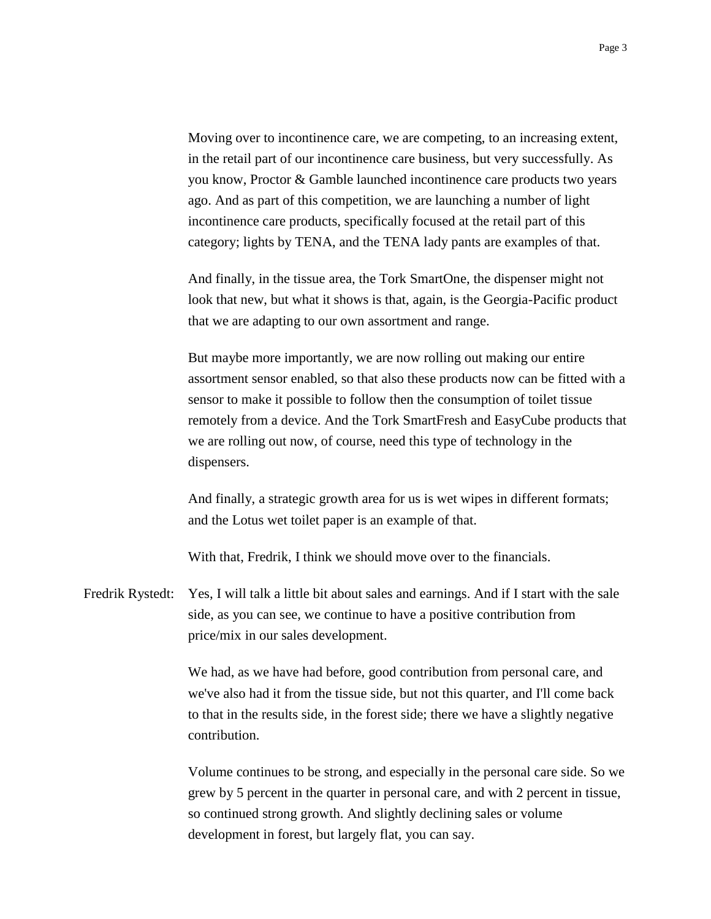Moving over to incontinence care, we are competing, to an increasing extent, in the retail part of our incontinence care business, but very successfully. As you know, Proctor & Gamble launched incontinence care products two years ago. And as part of this competition, we are launching a number of light incontinence care products, specifically focused at the retail part of this category; lights by TENA, and the TENA lady pants are examples of that.

And finally, in the tissue area, the Tork SmartOne, the dispenser might not look that new, but what it shows is that, again, is the Georgia-Pacific product that we are adapting to our own assortment and range.

But maybe more importantly, we are now rolling out making our entire assortment sensor enabled, so that also these products now can be fitted with a sensor to make it possible to follow then the consumption of toilet tissue remotely from a device. And the Tork SmartFresh and EasyCube products that we are rolling out now, of course, need this type of technology in the dispensers.

And finally, a strategic growth area for us is wet wipes in different formats; and the Lotus wet toilet paper is an example of that.

With that, Fredrik, I think we should move over to the financials.

Fredrik Rystedt: Yes, I will talk a little bit about sales and earnings. And if I start with the sale side, as you can see, we continue to have a positive contribution from price/mix in our sales development.

We had, as we have had before, good contribution from personal care, and we've also had it from the tissue side, but not this quarter, and I'll come back to that in the results side, in the forest side; there we have a slightly negative contribution.

Volume continues to be strong, and especially in the personal care side. So we grew by 5 percent in the quarter in personal care, and with 2 percent in tissue, so continued strong growth. And slightly declining sales or volume development in forest, but largely flat, you can say.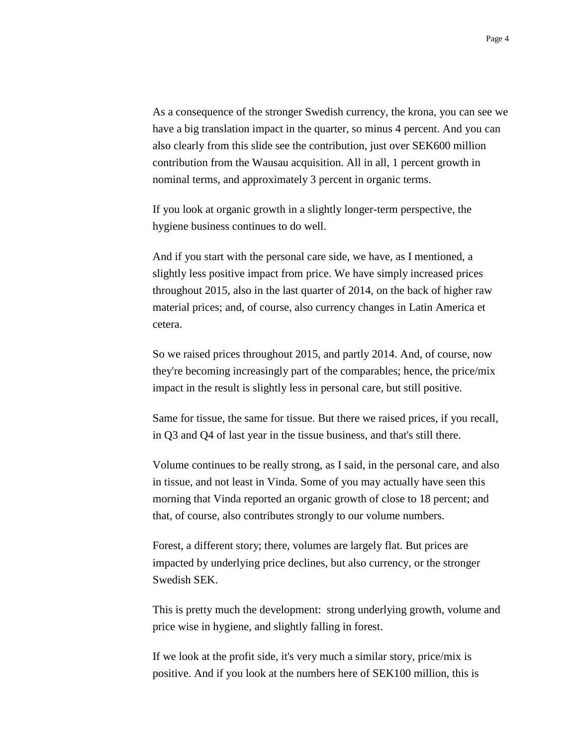As a consequence of the stronger Swedish currency, the krona, you can see we have a big translation impact in the quarter, so minus 4 percent. And you can also clearly from this slide see the contribution, just over SEK600 million contribution from the Wausau acquisition. All in all, 1 percent growth in nominal terms, and approximately 3 percent in organic terms.

If you look at organic growth in a slightly longer-term perspective, the hygiene business continues to do well.

And if you start with the personal care side, we have, as I mentioned, a slightly less positive impact from price. We have simply increased prices throughout 2015, also in the last quarter of 2014, on the back of higher raw material prices; and, of course, also currency changes in Latin America et cetera.

So we raised prices throughout 2015, and partly 2014. And, of course, now they're becoming increasingly part of the comparables; hence, the price/mix impact in the result is slightly less in personal care, but still positive.

Same for tissue, the same for tissue. But there we raised prices, if you recall, in Q3 and Q4 of last year in the tissue business, and that's still there.

Volume continues to be really strong, as I said, in the personal care, and also in tissue, and not least in Vinda. Some of you may actually have seen this morning that Vinda reported an organic growth of close to 18 percent; and that, of course, also contributes strongly to our volume numbers.

Forest, a different story; there, volumes are largely flat. But prices are impacted by underlying price declines, but also currency, or the stronger Swedish SEK.

This is pretty much the development:  strong underlying growth, volume and price wise in hygiene, and slightly falling in forest.

If we look at the profit side, it's very much a similar story, price/mix is positive. And if you look at the numbers here of SEK100 million, this is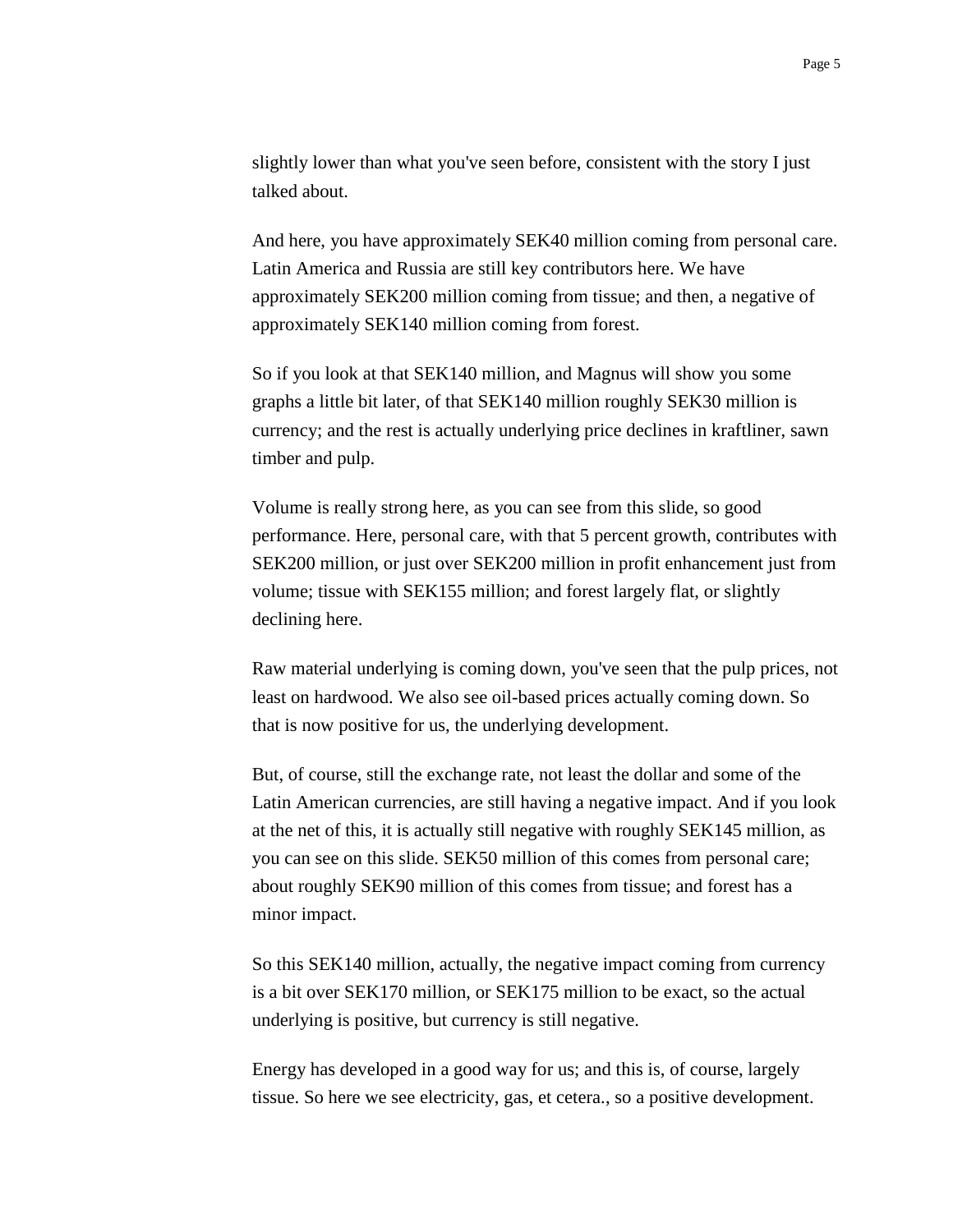slightly lower than what you've seen before, consistent with the story I just talked about.

And here, you have approximately SEK40 million coming from personal care. Latin America and Russia are still key contributors here. We have approximately SEK200 million coming from tissue; and then, a negative of approximately SEK140 million coming from forest.

So if you look at that SEK140 million, and Magnus will show you some graphs a little bit later, of that SEK140 million roughly SEK30 million is currency; and the rest is actually underlying price declines in kraftliner, sawn timber and pulp.

Volume is really strong here, as you can see from this slide, so good performance. Here, personal care, with that 5 percent growth, contributes with SEK200 million, or just over SEK200 million in profit enhancement just from volume; tissue with SEK155 million; and forest largely flat, or slightly declining here.

Raw material underlying is coming down, you've seen that the pulp prices, not least on hardwood. We also see oil-based prices actually coming down. So that is now positive for us, the underlying development.

But, of course, still the exchange rate, not least the dollar and some of the Latin American currencies, are still having a negative impact. And if you look at the net of this, it is actually still negative with roughly SEK145 million, as you can see on this slide. SEK50 million of this comes from personal care; about roughly SEK90 million of this comes from tissue; and forest has a minor impact.

So this SEK140 million, actually, the negative impact coming from currency is a bit over SEK170 million, or SEK175 million to be exact, so the actual underlying is positive, but currency is still negative.

Energy has developed in a good way for us; and this is, of course, largely tissue. So here we see electricity, gas, et cetera., so a positive development.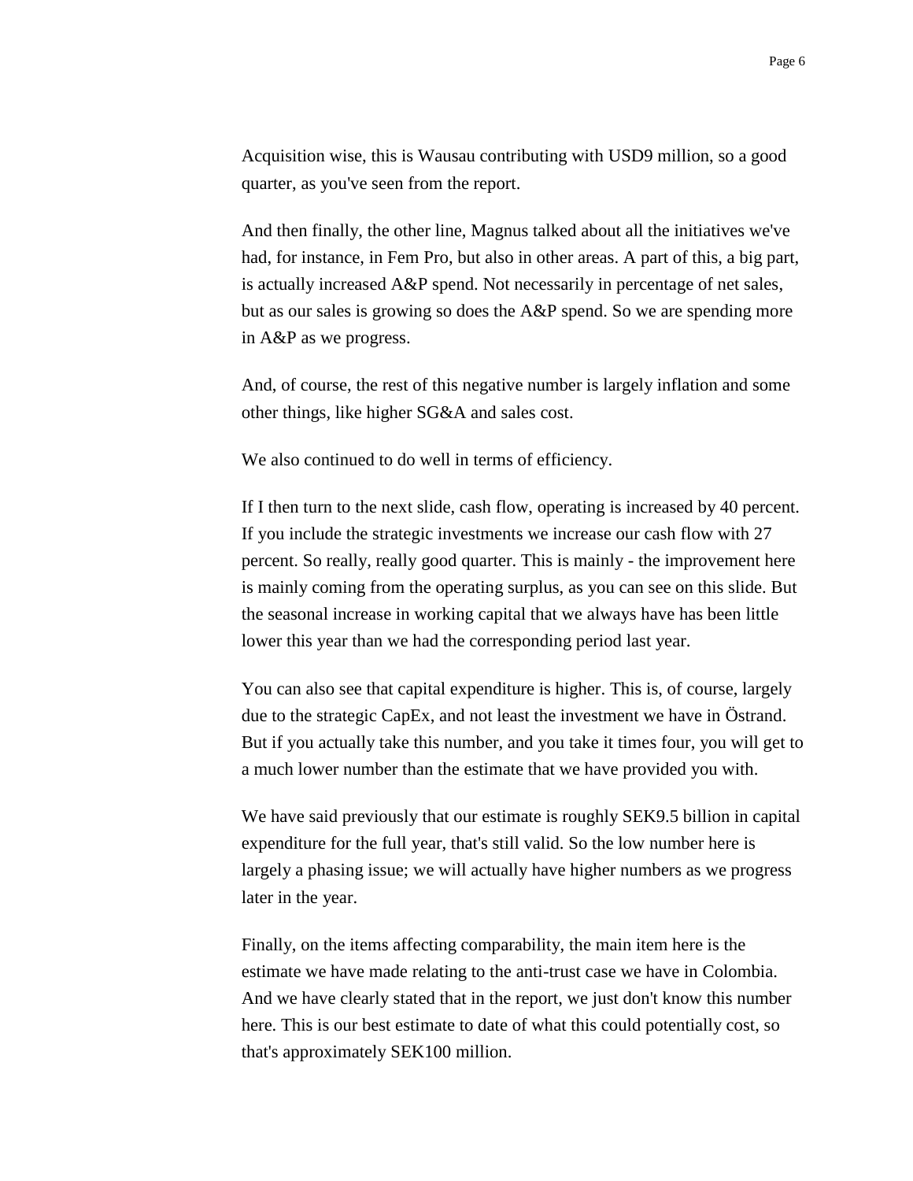Acquisition wise, this is Wausau contributing with USD9 million, so a good quarter, as you've seen from the report.

And then finally, the other line, Magnus talked about all the initiatives we've had, for instance, in Fem Pro, but also in other areas. A part of this, a big part, is actually increased A&P spend. Not necessarily in percentage of net sales, but as our sales is growing so does the A&P spend. So we are spending more in A&P as we progress.

And, of course, the rest of this negative number is largely inflation and some other things, like higher SG&A and sales cost.

We also continued to do well in terms of efficiency.

If I then turn to the next slide, cash flow, operating is increased by 40 percent. If you include the strategic investments we increase our cash flow with 27 percent. So really, really good quarter. This is mainly - the improvement here is mainly coming from the operating surplus, as you can see on this slide. But the seasonal increase in working capital that we always have has been little lower this year than we had the corresponding period last year.

You can also see that capital expenditure is higher. This is, of course, largely due to the strategic CapEx, and not least the investment we have in Östrand. But if you actually take this number, and you take it times four, you will get to a much lower number than the estimate that we have provided you with.

We have said previously that our estimate is roughly SEK9.5 billion in capital expenditure for the full year, that's still valid. So the low number here is largely a phasing issue; we will actually have higher numbers as we progress later in the year.

Finally, on the items affecting comparability, the main item here is the estimate we have made relating to the anti-trust case we have in Colombia. And we have clearly stated that in the report, we just don't know this number here. This is our best estimate to date of what this could potentially cost, so that's approximately SEK100 million.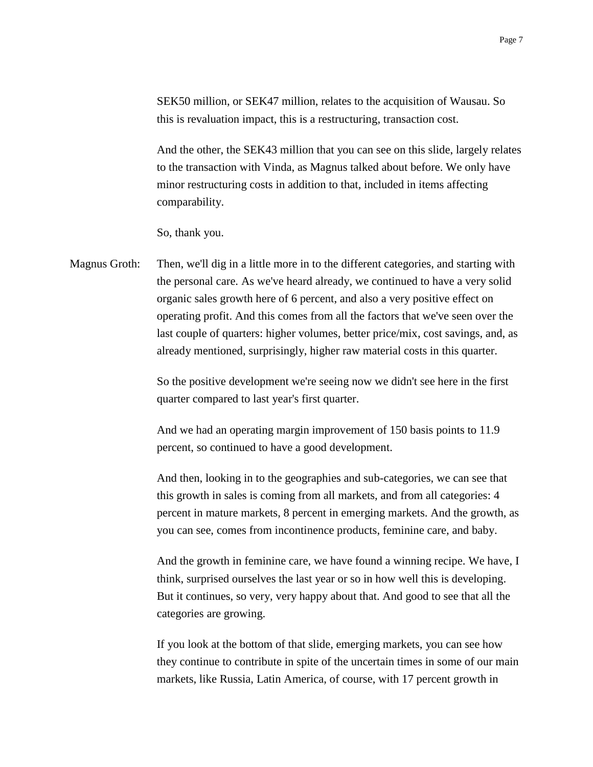SEK50 million, or SEK47 million, relates to the acquisition of Wausau. So this is revaluation impact, this is a restructuring, transaction cost.

And the other, the SEK43 million that you can see on this slide, largely relates to the transaction with Vinda, as Magnus talked about before. We only have minor restructuring costs in addition to that, included in items affecting comparability.

So, thank you.

Magnus Groth: Then, we'll dig in a little more in to the different categories, and starting with the personal care. As we've heard already, we continued to have a very solid organic sales growth here of 6 percent, and also a very positive effect on operating profit. And this comes from all the factors that we've seen over the last couple of quarters: higher volumes, better price/mix, cost savings, and, as already mentioned, surprisingly, higher raw material costs in this quarter.

So the positive development we're seeing now we didn't see here in the first quarter compared to last year's first quarter.

And we had an operating margin improvement of 150 basis points to 11.9 percent, so continued to have a good development.

And then, looking in to the geographies and sub-categories, we can see that this growth in sales is coming from all markets, and from all categories: 4 percent in mature markets, 8 percent in emerging markets. And the growth, as you can see, comes from incontinence products, feminine care, and baby.

And the growth in feminine care, we have found a winning recipe. We have, I think, surprised ourselves the last year or so in how well this is developing. But it continues, so very, very happy about that. And good to see that all the categories are growing.

If you look at the bottom of that slide, emerging markets, you can see how they continue to contribute in spite of the uncertain times in some of our main markets, like Russia, Latin America, of course, with 17 percent growth in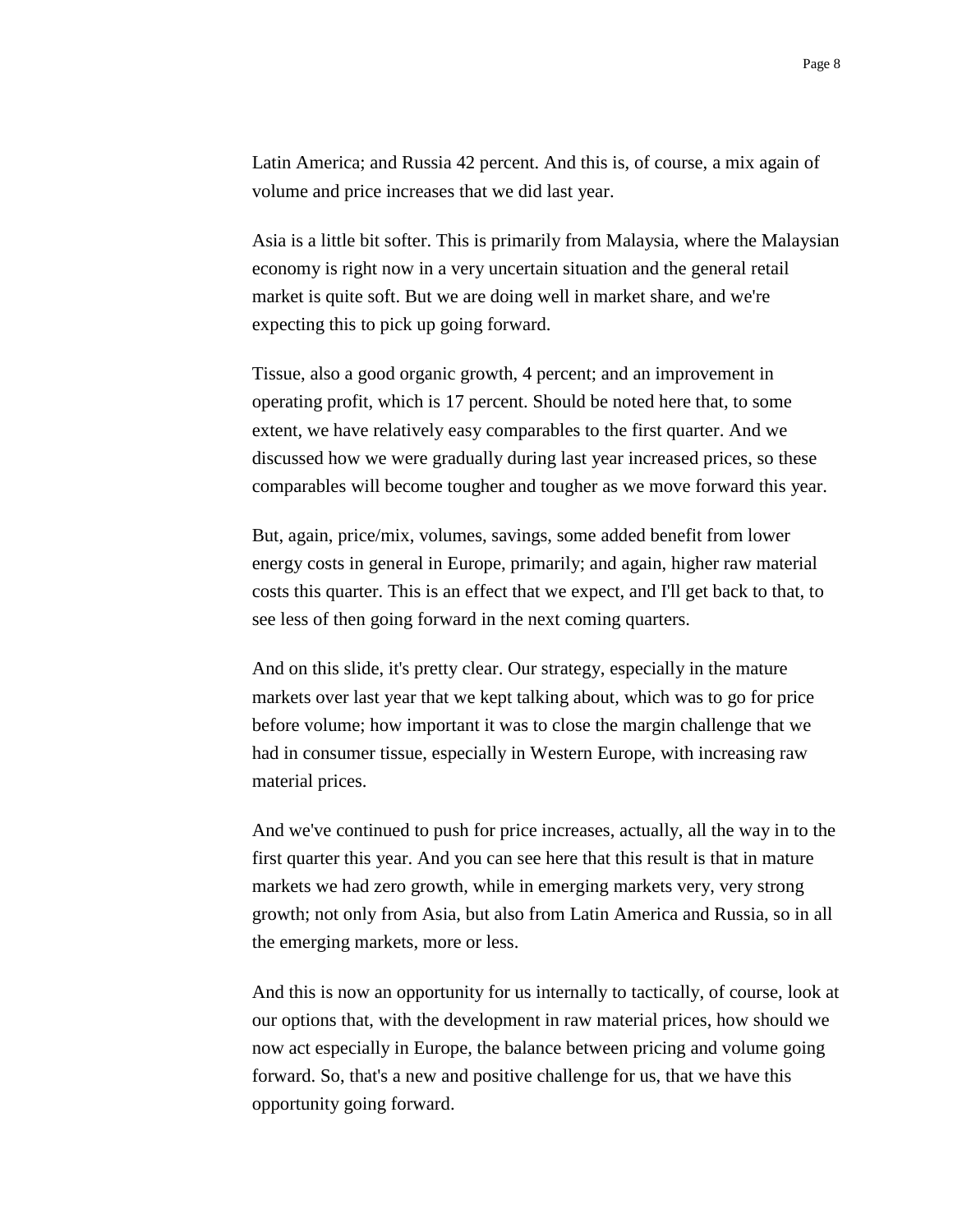Latin America; and Russia 42 percent. And this is, of course, a mix again of volume and price increases that we did last year.

Asia is a little bit softer. This is primarily from Malaysia, where the Malaysian economy is right now in a very uncertain situation and the general retail market is quite soft. But we are doing well in market share, and we're expecting this to pick up going forward.

Tissue, also a good organic growth, 4 percent; and an improvement in operating profit, which is 17 percent. Should be noted here that, to some extent, we have relatively easy comparables to the first quarter. And we discussed how we were gradually during last year increased prices, so these comparables will become tougher and tougher as we move forward this year.

But, again, price/mix, volumes, savings, some added benefit from lower energy costs in general in Europe, primarily; and again, higher raw material costs this quarter. This is an effect that we expect, and I'll get back to that, to see less of then going forward in the next coming quarters.

And on this slide, it's pretty clear. Our strategy, especially in the mature markets over last year that we kept talking about, which was to go for price before volume; how important it was to close the margin challenge that we had in consumer tissue, especially in Western Europe, with increasing raw material prices.

And we've continued to push for price increases, actually, all the way in to the first quarter this year. And you can see here that this result is that in mature markets we had zero growth, while in emerging markets very, very strong growth; not only from Asia, but also from Latin America and Russia, so in all the emerging markets, more or less.

And this is now an opportunity for us internally to tactically, of course, look at our options that, with the development in raw material prices, how should we now act especially in Europe, the balance between pricing and volume going forward. So, that's a new and positive challenge for us, that we have this opportunity going forward.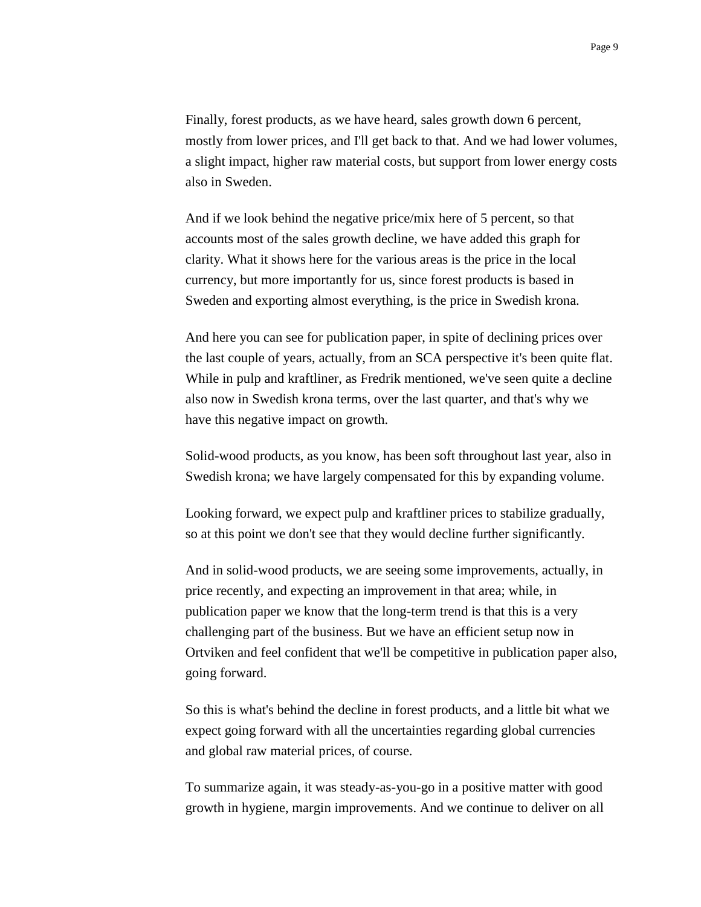Finally, forest products, as we have heard, sales growth down 6 percent, mostly from lower prices, and I'll get back to that. And we had lower volumes, a slight impact, higher raw material costs, but support from lower energy costs also in Sweden.

And if we look behind the negative price/mix here of 5 percent, so that accounts most of the sales growth decline, we have added this graph for clarity. What it shows here for the various areas is the price in the local currency, but more importantly for us, since forest products is based in Sweden and exporting almost everything, is the price in Swedish krona.

And here you can see for publication paper, in spite of declining prices over the last couple of years, actually, from an SCA perspective it's been quite flat. While in pulp and kraftliner, as Fredrik mentioned, we've seen quite a decline also now in Swedish krona terms, over the last quarter, and that's why we have this negative impact on growth.

Solid-wood products, as you know, has been soft throughout last year, also in Swedish krona; we have largely compensated for this by expanding volume.

Looking forward, we expect pulp and kraftliner prices to stabilize gradually, so at this point we don't see that they would decline further significantly.

And in solid-wood products, we are seeing some improvements, actually, in price recently, and expecting an improvement in that area; while, in publication paper we know that the long-term trend is that this is a very challenging part of the business. But we have an efficient setup now in Ortviken and feel confident that we'll be competitive in publication paper also, going forward.

So this is what's behind the decline in forest products, and a little bit what we expect going forward with all the uncertainties regarding global currencies and global raw material prices, of course.

To summarize again, it was steady-as-you-go in a positive matter with good growth in hygiene, margin improvements. And we continue to deliver on all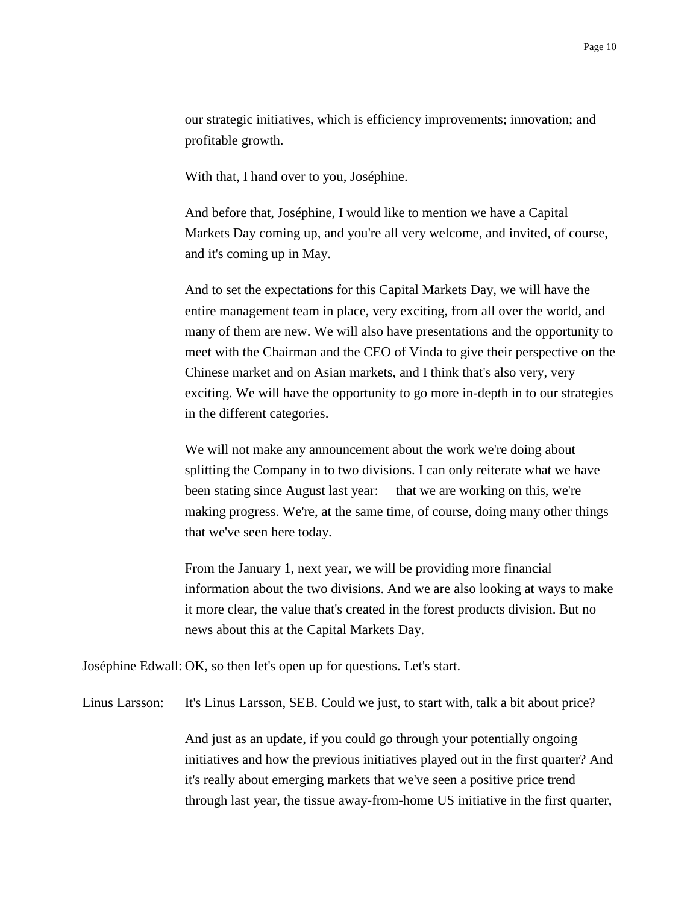our strategic initiatives, which is efficiency improvements; innovation; and profitable growth.

With that, I hand over to you, Joséphine.

And before that, Joséphine, I would like to mention we have a Capital Markets Day coming up, and you're all very welcome, and invited, of course, and it's coming up in May.

And to set the expectations for this Capital Markets Day, we will have the entire management team in place, very exciting, from all over the world, and many of them are new. We will also have presentations and the opportunity to meet with the Chairman and the CEO of Vinda to give their perspective on the Chinese market and on Asian markets, and I think that's also very, very exciting. We will have the opportunity to go more in-depth in to our strategies in the different categories.

We will not make any announcement about the work we're doing about splitting the Company in to two divisions. I can only reiterate what we have been stating since August last year: that we are working on this, we're making progress. We're, at the same time, of course, doing many other things that we've seen here today.

From the January 1, next year, we will be providing more financial information about the two divisions. And we are also looking at ways to make it more clear, the value that's created in the forest products division. But no news about this at the Capital Markets Day.

Joséphine Edwall: OK, so then let's open up for questions. Let's start.

Linus Larsson: It's Linus Larsson, SEB. Could we just, to start with, talk a bit about price?

And just as an update, if you could go through your potentially ongoing initiatives and how the previous initiatives played out in the first quarter? And it's really about emerging markets that we've seen a positive price trend through last year, the tissue away-from-home US initiative in the first quarter,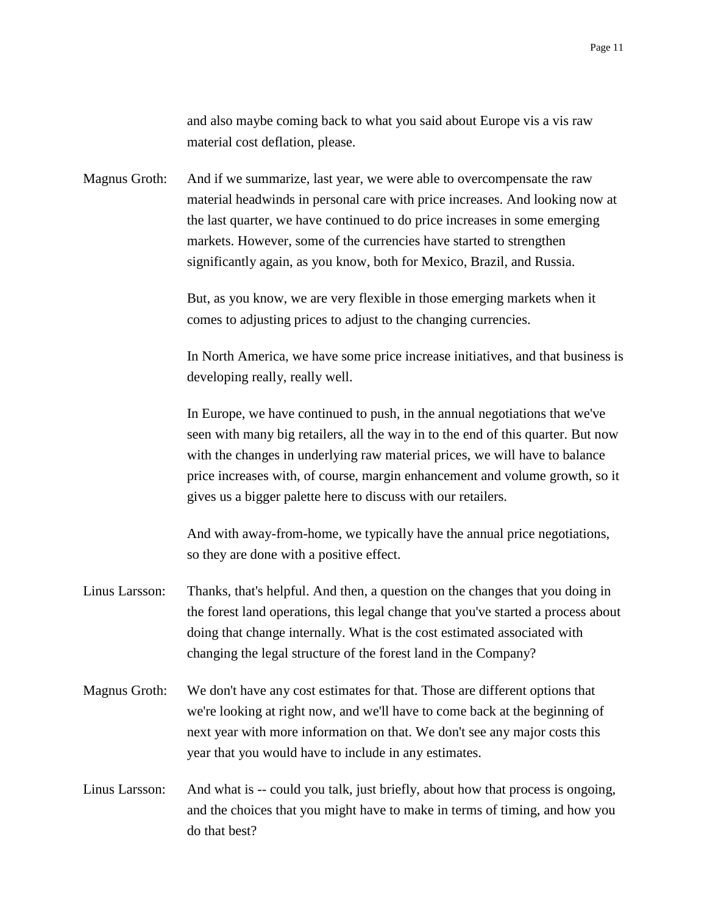and also maybe coming back to what you said about Europe vis a vis raw material cost deflation, please.

Magnus Groth: And if we summarize, last year, we were able to overcompensate the raw material headwinds in personal care with price increases. And looking now at the last quarter, we have continued to do price increases in some emerging markets. However, some of the currencies have started to strengthen significantly again, as you know, both for Mexico, Brazil, and Russia.

But, as you know, we are very flexible in those emerging markets when it comes to adjusting prices to adjust to the changing currencies.

In North America, we have some price increase initiatives, and that business is developing really, really well.

In Europe, we have continued to push, in the annual negotiations that we've seen with many big retailers, all the way in to the end of this quarter. But now with the changes in underlying raw material prices, we will have to balance price increases with, of course, margin enhancement and volume growth, so it gives us a bigger palette here to discuss with our retailers.

And with away-from-home, we typically have the annual price negotiations, so they are done with a positive effect.

Linus Larsson: Thanks, that's helpful. And then, a question on the changes that you doing in the forest land operations, this legal change that you've started a process about doing that change internally. What is the cost estimated associated with changing the legal structure of the forest land in the Company?

Magnus Groth: We don't have any cost estimates for that. Those are different options that we're looking at right now, and we'll have to come back at the beginning of next year with more information on that. We don't see any major costs this year that you would have to include in any estimates.

Linus Larsson: And what is -- could you talk, just briefly, about how that process is ongoing, and the choices that you might have to make in terms of timing, and how you do that best?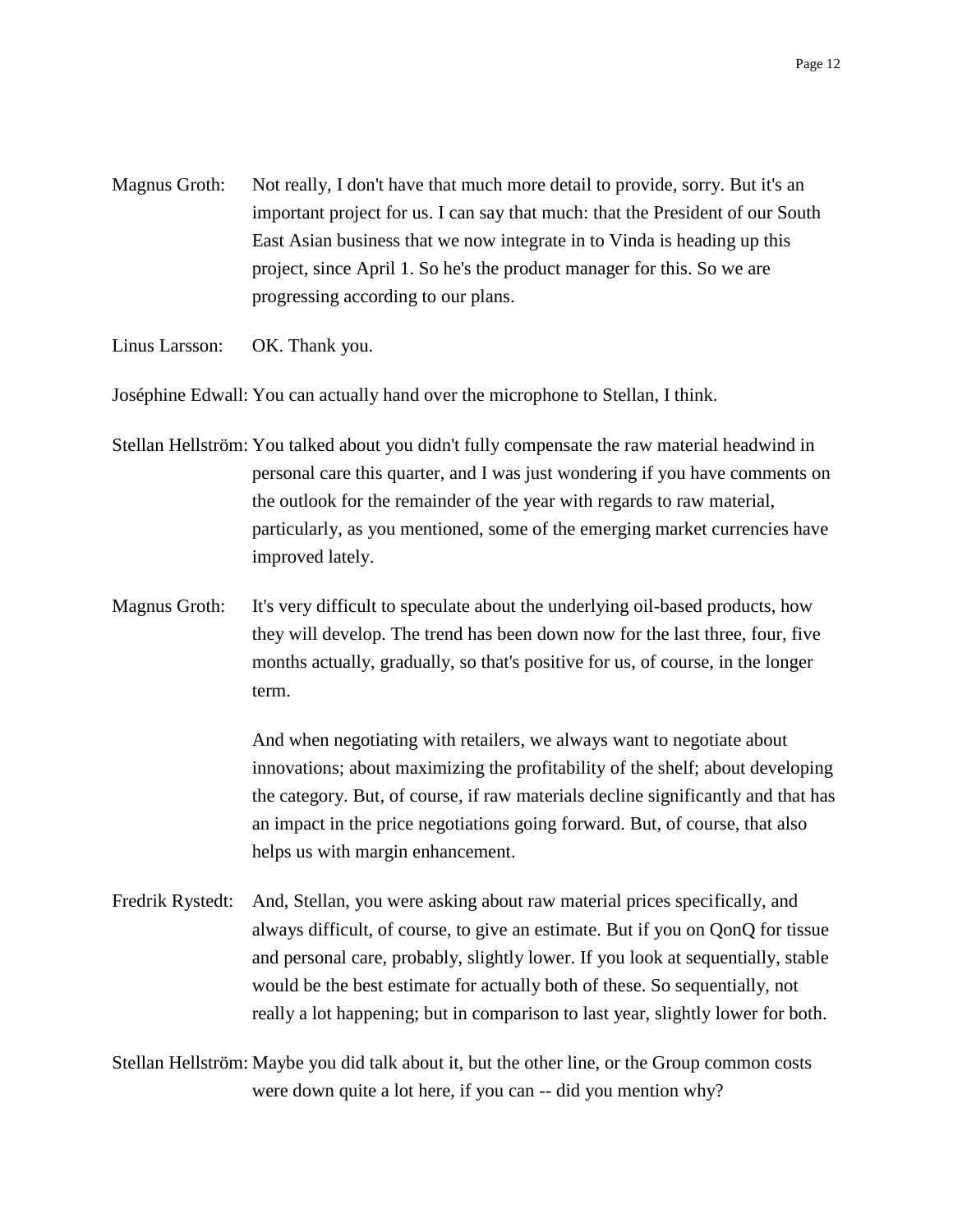Magnus Groth: Not really, I don't have that much more detail to provide, sorry. But it's an important project for us. I can say that much: that the President of our South East Asian business that we now integrate in to Vinda is heading up this project, since April 1. So he's the product manager for this. So we are progressing according to our plans.

Linus Larsson: OK. Thank you.

Joséphine Edwall: You can actually hand over the microphone to Stellan, I think.

Stellan Hellström: You talked about you didn't fully compensate the raw material headwind in personal care this quarter, and I was just wondering if you have comments on the outlook for the remainder of the year with regards to raw material, particularly, as you mentioned, some of the emerging market currencies have improved lately.

Magnus Groth: It's very difficult to speculate about the underlying oil-based products, how they will develop. The trend has been down now for the last three, four, five months actually, gradually, so that's positive for us, of course, in the longer term.

And when negotiating with retailers, we always want to negotiate about innovations; about maximizing the profitability of the shelf; about developing the category. But, of course, if raw materials decline significantly and that has an impact in the price negotiations going forward. But, of course, that also helps us with margin enhancement.

Fredrik Rystedt: And, Stellan, you were asking about raw material prices specifically, and always difficult, of course, to give an estimate. But if you on QonQ for tissue and personal care, probably, slightly lower. If you look at sequentially, stable would be the best estimate for actually both of these. So sequentially, not really a lot happening; but in comparison to last year, slightly lower for both.

Stellan Hellström: Maybe you did talk about it, but the other line, or the Group common costs were down quite a lot here, if you can -- did you mention why?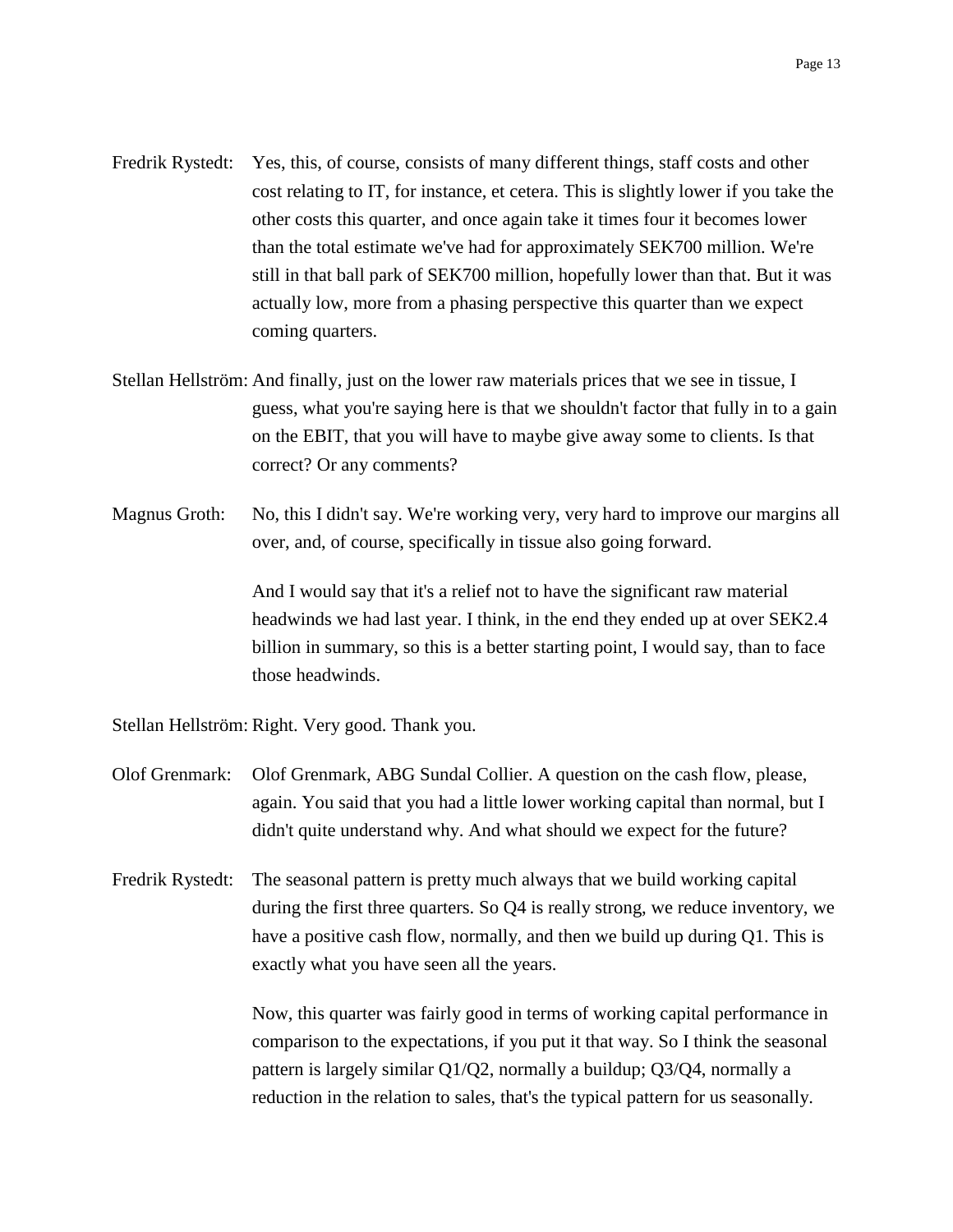Fredrik Rystedt: Yes, this, of course, consists of many different things, staff costs and other cost relating to IT, for instance, et cetera. This is slightly lower if you take the other costs this quarter, and once again take it times four it becomes lower than the total estimate we've had for approximately SEK700 million. We're still in that ball park of SEK700 million, hopefully lower than that. But it was actually low, more from a phasing perspective this quarter than we expect coming quarters.

Stellan Hellström: And finally, just on the lower raw materials prices that we see in tissue, I guess, what you're saying here is that we shouldn't factor that fully in to a gain on the EBIT, that you will have to maybe give away some to clients. Is that correct? Or any comments?

Magnus Groth: No, this I didn't say. We're working very, very hard to improve our margins all over, and, of course, specifically in tissue also going forward.

And I would say that it's a relief not to have the significant raw material headwinds we had last year. I think, in the end they ended up at over SEK2.4 billion in summary, so this is a better starting point, I would say, than to face those headwinds.

Stellan Hellström: Right. Very good. Thank you.

Olof Grenmark: Olof Grenmark, ABG Sundal Collier. A question on the cash flow, please, again. You said that you had a little lower working capital than normal, but I didn't quite understand why. And what should we expect for the future?

Fredrik Rystedt: The seasonal pattern is pretty much always that we build working capital during the first three quarters. So Q4 is really strong, we reduce inventory, we have a positive cash flow, normally, and then we build up during Q1. This is exactly what you have seen all the years.

Now, this quarter was fairly good in terms of working capital performance in comparison to the expectations, if you put it that way. So I think the seasonal pattern is largely similar Q1/Q2, normally a buildup; Q3/Q4, normally a reduction in the relation to sales, that's the typical pattern for us seasonally.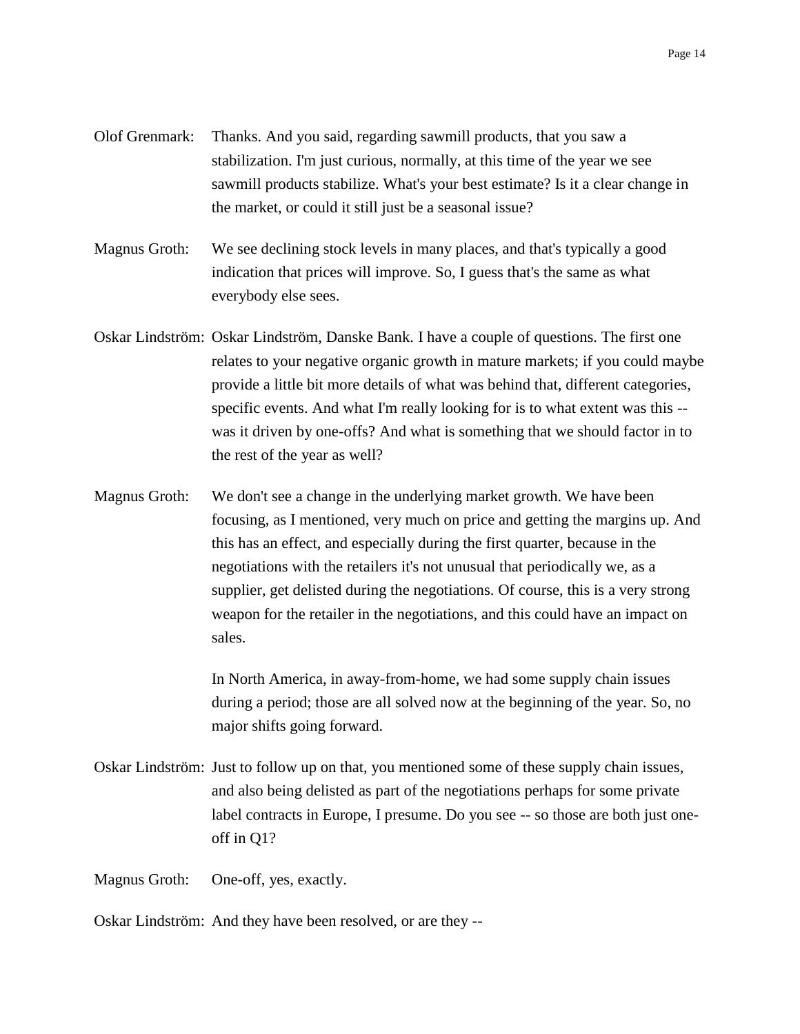Olof Grenmark: Thanks. And you said, regarding sawmill products, that you saw a stabilization. I'm just curious, normally, at this time of the year we see sawmill products stabilize. What's your best estimate? Is it a clear change in the market, or could it still just be a seasonal issue?

Magnus Groth: We see declining stock levels in many places, and that's typically a good indication that prices will improve. So, I guess that's the same as what everybody else sees.

Oskar Lindström: Oskar Lindström, Danske Bank. I have a couple of questions. The first one relates to your negative organic growth in mature markets; if you could maybe provide a little bit more details of what was behind that, different categories, specific events. And what I'm really looking for is to what extent was this -- was it driven by one-offs? And what is something that we should factor in to the rest of the year as well?

Magnus Groth: We don't see a change in the underlying market growth. We have been focusing, as I mentioned, very much on price and getting the margins up. And this has an effect, and especially during the first quarter, because in the negotiations with the retailers it's not unusual that periodically we, as a supplier, get delisted during the negotiations. Of course, this is a very strong weapon for the retailer in the negotiations, and this could have an impact on sales.

In North America, in away-from-home, we had some supply chain issues during a period; those are all solved now at the beginning of the year. So, no major shifts going forward.

Oskar Lindström: Just to follow up on that, you mentioned some of these supply chain issues, and also being delisted as part of the negotiations perhaps for some private label contracts in Europe, I presume. Do you see -- so those are both just one-off in Q1?

Magnus Groth: One-off, yes, exactly.

Oskar Lindström: And they have been resolved, or are they --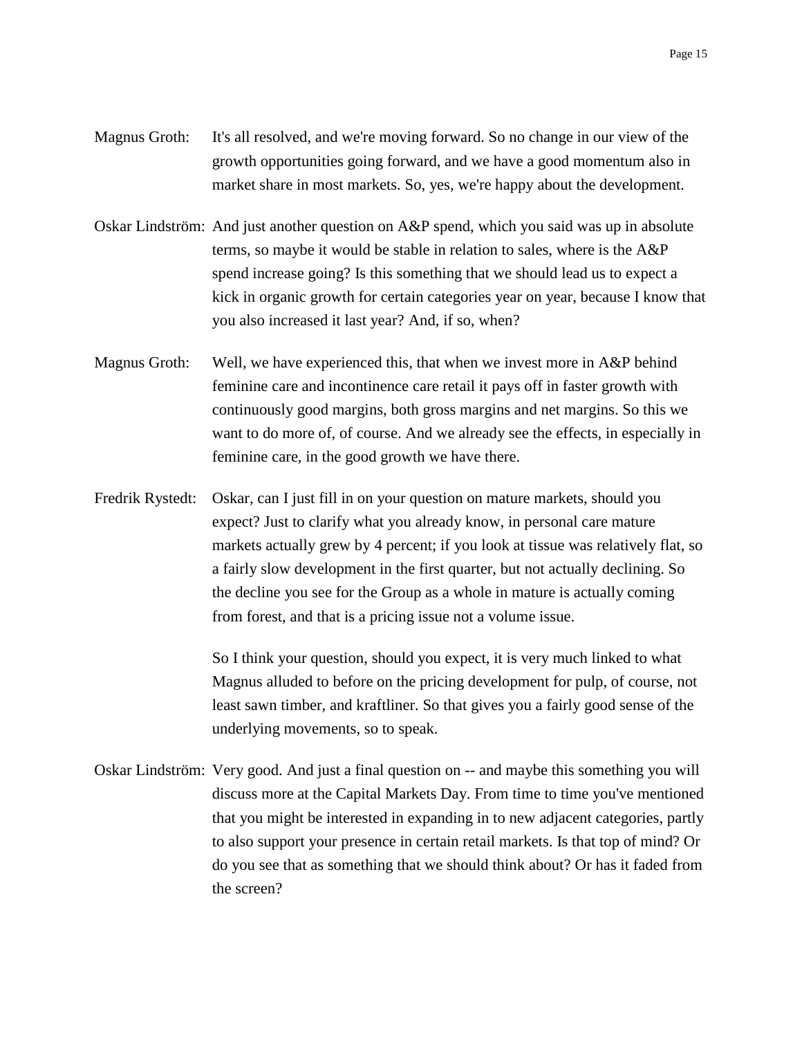Magnus Groth: It's all resolved, and we're moving forward. So no change in our view of the growth opportunities going forward, and we have a good momentum also in market share in most markets. So, yes, we're happy about the development.

Oskar Lindström: And just another question on A&P spend, which you said was up in absolute terms, so maybe it would be stable in relation to sales, where is the A&P spend increase going? Is this something that we should lead us to expect a kick in organic growth for certain categories year on year, because I know that you also increased it last year? And, if so, when?

Magnus Groth: Well, we have experienced this, that when we invest more in A&P behind feminine care and incontinence care retail it pays off in faster growth with continuously good margins, both gross margins and net margins. So this we want to do more of, of course. And we already see the effects, in especially in feminine care, in the good growth we have there.

Fredrik Rystedt: Oskar, can I just fill in on your question on mature markets, should you expect? Just to clarify what you already know, in personal care mature markets actually grew by 4 percent; if you look at tissue was relatively flat, so a fairly slow development in the first quarter, but not actually declining. So the decline you see for the Group as a whole in mature is actually coming from forest, and that is a pricing issue not a volume issue.

So I think your question, should you expect, it is very much linked to what Magnus alluded to before on the pricing development for pulp, of course, not least sawn timber, and kraftliner. So that gives you a fairly good sense of the underlying movements, so to speak.

Oskar Lindström: Very good. And just a final question on -- and maybe this something you will discuss more at the Capital Markets Day. From time to time you've mentioned that you might be interested in expanding in to new adjacent categories, partly to also support your presence in certain retail markets. Is that top of mind? Or do you see that as something that we should think about? Or has it faded from the screen?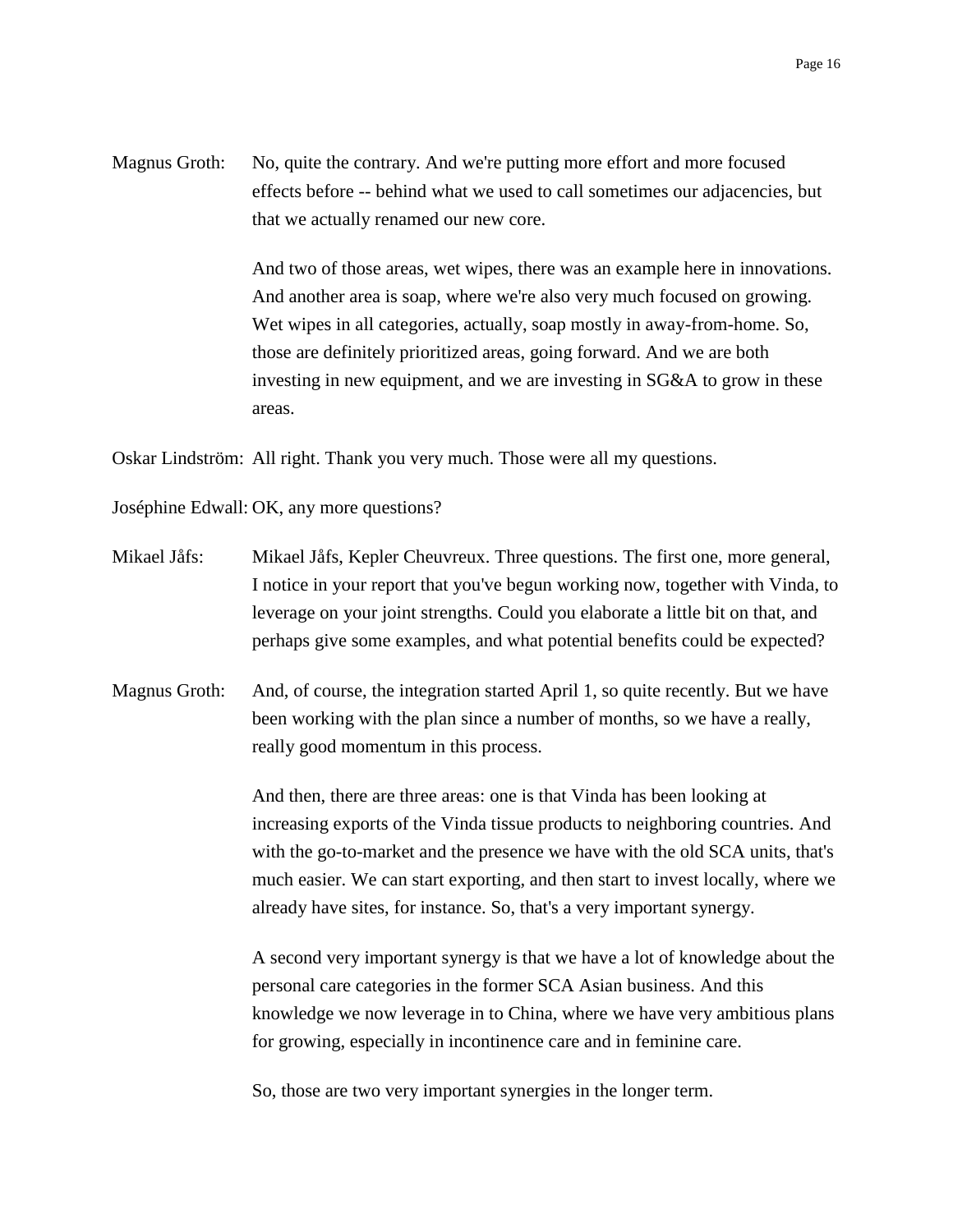Magnus Groth: No, quite the contrary. And we're putting more effort and more focused effects before -- behind what we used to call sometimes our adjacencies, but that we actually renamed our new core.

And two of those areas, wet wipes, there was an example here in innovations. And another area is soap, where we're also very much focused on growing. Wet wipes in all categories, actually, soap mostly in away-from-home. So, those are definitely prioritized areas, going forward. And we are both investing in new equipment, and we are investing in SG&A to grow in these areas.

Oskar Lindström: All right. Thank you very much. Those were all my questions.

Joséphine Edwall: OK, any more questions?

Mikael Jåfs: Mikael Jåfs, Kepler Cheuvreux. Three questions. The first one, more general, I notice in your report that you've begun working now, together with Vinda, to leverage on your joint strengths. Could you elaborate a little bit on that, and perhaps give some examples, and what potential benefits could be expected?

Magnus Groth: And, of course, the integration started April 1, so quite recently. But we have been working with the plan since a number of months, so we have a really, really good momentum in this process.

And then, there are three areas: one is that Vinda has been looking at increasing exports of the Vinda tissue products to neighboring countries. And with the go-to-market and the presence we have with the old SCA units, that's much easier. We can start exporting, and then start to invest locally, where we already have sites, for instance. So, that's a very important synergy.

A second very important synergy is that we have a lot of knowledge about the personal care categories in the former SCA Asian business. And this knowledge we now leverage in to China, where we have very ambitious plans for growing, especially in incontinence care and in feminine care.

So, those are two very important synergies in the longer term.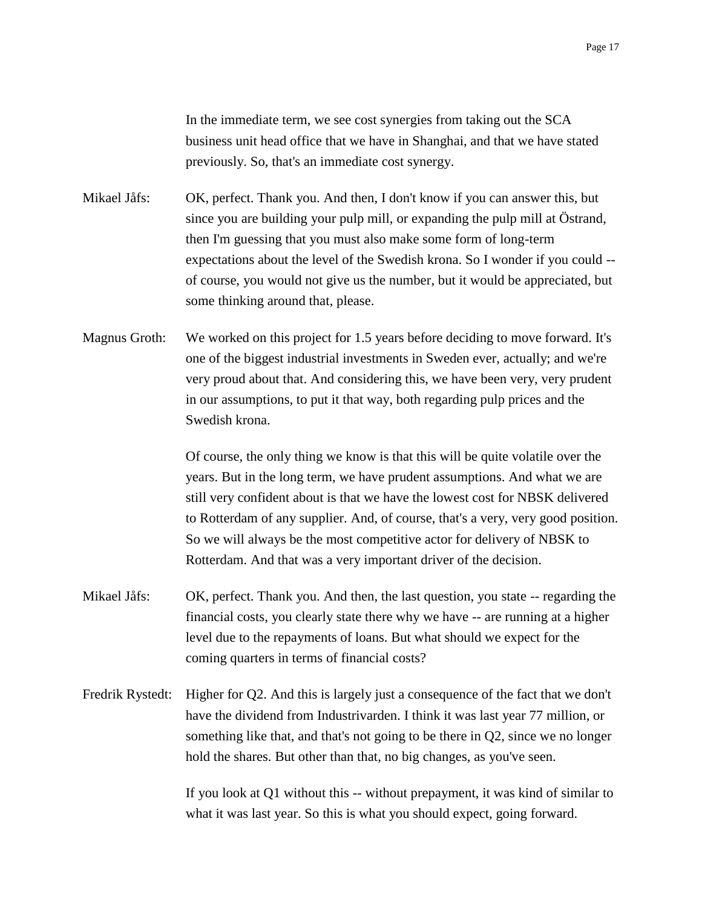In the immediate term, we see cost synergies from taking out the SCA business unit head office that we have in Shanghai, and that we have stated previously. So, that's an immediate cost synergy.

Mikael Jåfs: OK, perfect. Thank you. And then, I don't know if you can answer this, but since you are building your pulp mill, or expanding the pulp mill at Östrand, then I'm guessing that you must also make some form of long-term expectations about the level of the Swedish krona. So I wonder if you could -- of course, you would not give us the number, but it would be appreciated, but some thinking around that, please.

Magnus Groth: We worked on this project for 1.5 years before deciding to move forward. It's one of the biggest industrial investments in Sweden ever, actually; and we're very proud about that. And considering this, we have been very, very prudent in our assumptions, to put it that way, both regarding pulp prices and the Swedish krona.

Of course, the only thing we know is that this will be quite volatile over the years. But in the long term, we have prudent assumptions. And what we are still very confident about is that we have the lowest cost for NBSK delivered to Rotterdam of any supplier. And, of course, that's a very, very good position. So we will always be the most competitive actor for delivery of NBSK to Rotterdam. And that was a very important driver of the decision.

Mikael Jåfs: OK, perfect. Thank you. And then, the last question, you state -- regarding the financial costs, you clearly state there why we have -- are running at a higher level due to the repayments of loans. But what should we expect for the coming quarters in terms of financial costs?

Fredrik Rystedt: Higher for Q2. And this is largely just a consequence of the fact that we don't have the dividend from Industrivarden. I think it was last year 77 million, or something like that, and that's not going to be there in Q2, since we no longer hold the shares. But other than that, no big changes, as you've seen.

If you look at Q1 without this -- without prepayment, it was kind of similar to what it was last year. So this is what you should expect, going forward.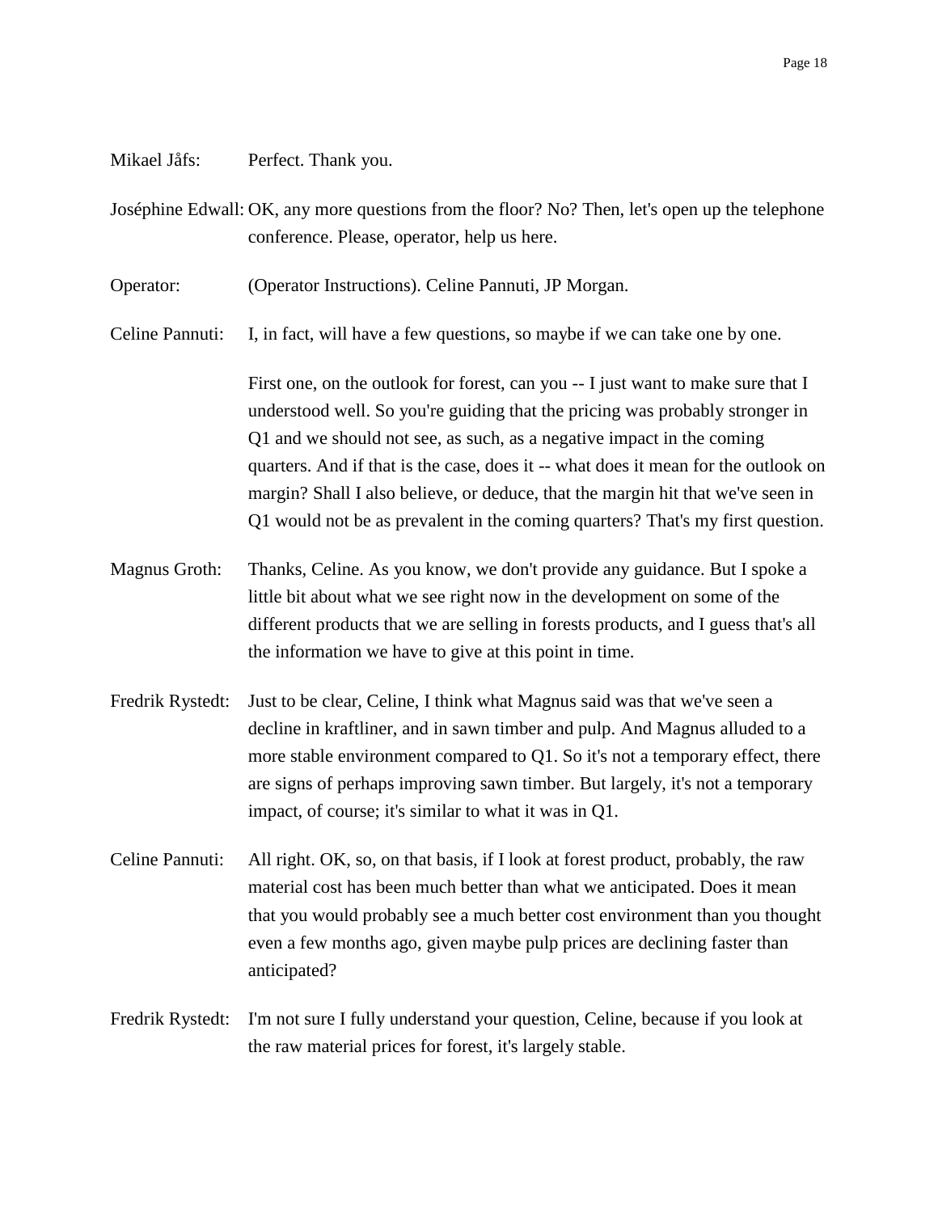Mikael Jåfs: Perfect. Thank you.

Joséphine Edwall: OK, any more questions from the floor? No? Then, let's open up the telephone conference. Please, operator, help us here.

Operator: (Operator Instructions). Celine Pannuti, JP Morgan.

Celine Pannuti: I, in fact, will have a few questions, so maybe if we can take one by one.

First one, on the outlook for forest, can you -- I just want to make sure that I understood well. So you're guiding that the pricing was probably stronger in Q1 and we should not see, as such, as a negative impact in the coming quarters. And if that is the case, does it -- what does it mean for the outlook on margin? Shall I also believe, or deduce, that the margin hit that we've seen in Q1 would not be as prevalent in the coming quarters? That's my first question.

Magnus Groth: Thanks, Celine. As you know, we don't provide any guidance. But I spoke a little bit about what we see right now in the development on some of the different products that we are selling in forests products, and I guess that's all the information we have to give at this point in time.

Fredrik Rystedt: Just to be clear, Celine, I think what Magnus said was that we've seen a decline in kraftliner, and in sawn timber and pulp. And Magnus alluded to a more stable environment compared to Q1. So it's not a temporary effect, there are signs of perhaps improving sawn timber. But largely, it's not a temporary impact, of course; it's similar to what it was in Q1.

Celine Pannuti: All right. OK, so, on that basis, if I look at forest product, probably, the raw material cost has been much better than what we anticipated. Does it mean that you would probably see a much better cost environment than you thought even a few months ago, given maybe pulp prices are declining faster than anticipated?

Fredrik Rystedt: I'm not sure I fully understand your question, Celine, because if you look at the raw material prices for forest, it's largely stable.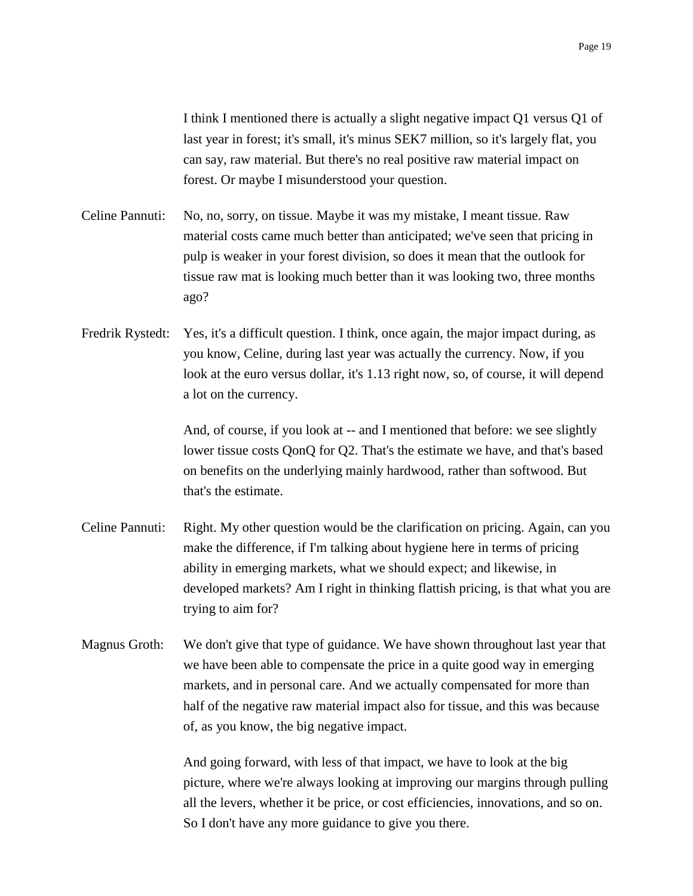I think I mentioned there is actually a slight negative impact Q1 versus Q1 of last year in forest; it's small, it's minus SEK7 million, so it's largely flat, you can say, raw material. But there's no real positive raw material impact on forest. Or maybe I misunderstood your question.

Celine Pannuti: No, no, sorry, on tissue. Maybe it was my mistake, I meant tissue. Raw material costs came much better than anticipated; we've seen that pricing in pulp is weaker in your forest division, so does it mean that the outlook for tissue raw mat is looking much better than it was looking two, three months ago?

Fredrik Rystedt: Yes, it's a difficult question. I think, once again, the major impact during, as you know, Celine, during last year was actually the currency. Now, if you look at the euro versus dollar, it's 1.13 right now, so, of course, it will depend a lot on the currency.

And, of course, if you look at -- and I mentioned that before: we see slightly lower tissue costs QonQ for Q2. That's the estimate we have, and that's based on benefits on the underlying mainly hardwood, rather than softwood. But that's the estimate.

Celine Pannuti: Right. My other question would be the clarification on pricing. Again, can you make the difference, if I'm talking about hygiene here in terms of pricing ability in emerging markets, what we should expect; and likewise, in developed markets? Am I right in thinking flattish pricing, is that what you are trying to aim for?

Magnus Groth: We don't give that type of guidance. We have shown throughout last year that we have been able to compensate the price in a quite good way in emerging markets, and in personal care. And we actually compensated for more than half of the negative raw material impact also for tissue, and this was because of, as you know, the big negative impact.

And going forward, with less of that impact, we have to look at the big picture, where we're always looking at improving our margins through pulling all the levers, whether it be price, or cost efficiencies, innovations, and so on. So I don't have any more guidance to give you there.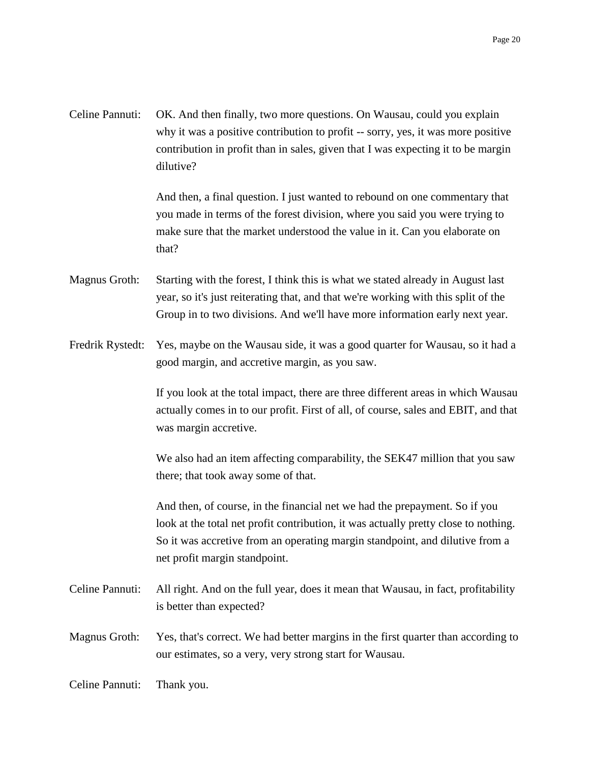Celine Pannuti: OK. And then finally, two more questions. On Wausau, could you explain why it was a positive contribution to profit -- sorry, yes, it was more positive contribution in profit than in sales, given that I was expecting it to be margin dilutive?

And then, a final question. I just wanted to rebound on one commentary that you made in terms of the forest division, where you said you were trying to make sure that the market understood the value in it. Can you elaborate on that?

Magnus Groth: Starting with the forest, I think this is what we stated already in August last year, so it's just reiterating that, and that we're working with this split of the Group in to two divisions. And we'll have more information early next year.

Fredrik Rystedt: Yes, maybe on the Wausau side, it was a good quarter for Wausau, so it had a good margin, and accretive margin, as you saw.

If you look at the total impact, there are three different areas in which Wausau actually comes in to our profit. First of all, of course, sales and EBIT, and that was margin accretive.

We also had an item affecting comparability, the SEK47 million that you saw there; that took away some of that.

And then, of course, in the financial net we had the prepayment. So if you look at the total net profit contribution, it was actually pretty close to nothing. So it was accretive from an operating margin standpoint, and dilutive from a net profit margin standpoint.

Celine Pannuti: All right. And on the full year, does it mean that Wausau, in fact, profitability is better than expected?

Magnus Groth: Yes, that's correct. We had better margins in the first quarter than according to our estimates, so a very, very strong start for Wausau.

Celine Pannuti: Thank you.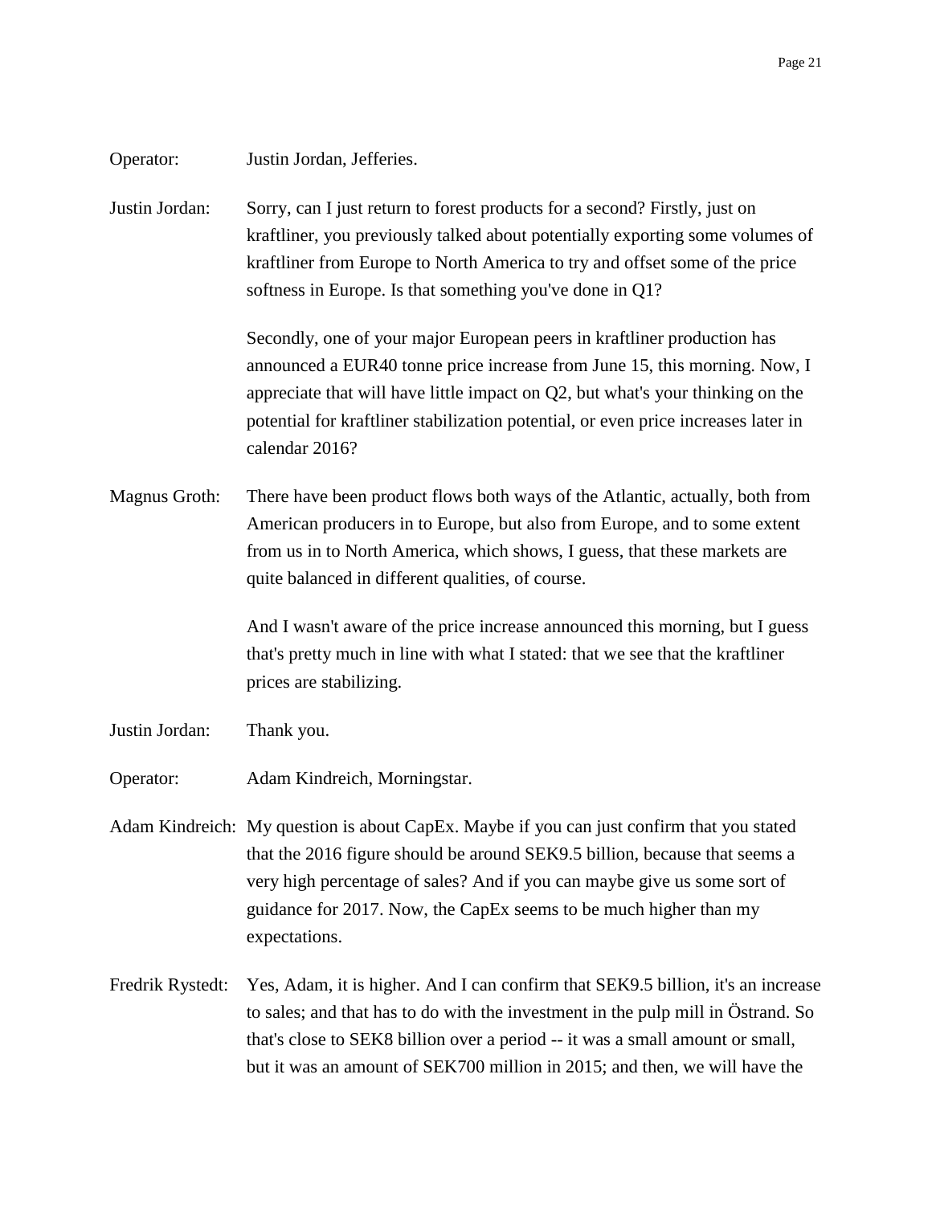Operator: Justin Jordan, Jefferies.

Justin Jordan: Sorry, can I just return to forest products for a second? Firstly, just on kraftliner, you previously talked about potentially exporting some volumes of kraftliner from Europe to North America to try and offset some of the price softness in Europe. Is that something you've done in Q1?

Secondly, one of your major European peers in kraftliner production has announced a EUR40 tonne price increase from June 15, this morning. Now, I appreciate that will have little impact on Q2, but what's your thinking on the potential for kraftliner stabilization potential, or even price increases later in calendar 2016?

Magnus Groth: There have been product flows both ways of the Atlantic, actually, both from American producers in to Europe, but also from Europe, and to some extent from us in to North America, which shows, I guess, that these markets are quite balanced in different qualities, of course.

And I wasn't aware of the price increase announced this morning, but I guess that's pretty much in line with what I stated: that we see that the kraftliner prices are stabilizing.

Justin Jordan: Thank you.

Operator: Adam Kindreich, Morningstar.

Adam Kindreich: My question is about CapEx. Maybe if you can just confirm that you stated that the 2016 figure should be around SEK9.5 billion, because that seems a very high percentage of sales? And if you can maybe give us some sort of guidance for 2017. Now, the CapEx seems to be much higher than my expectations.

Fredrik Rystedt: Yes, Adam, it is higher. And I can confirm that SEK9.5 billion, it's an increase to sales; and that has to do with the investment in the pulp mill in Östrand. So that's close to SEK8 billion over a period -- it was a small amount or small, but it was an amount of SEK700 million in 2015; and then, we will have the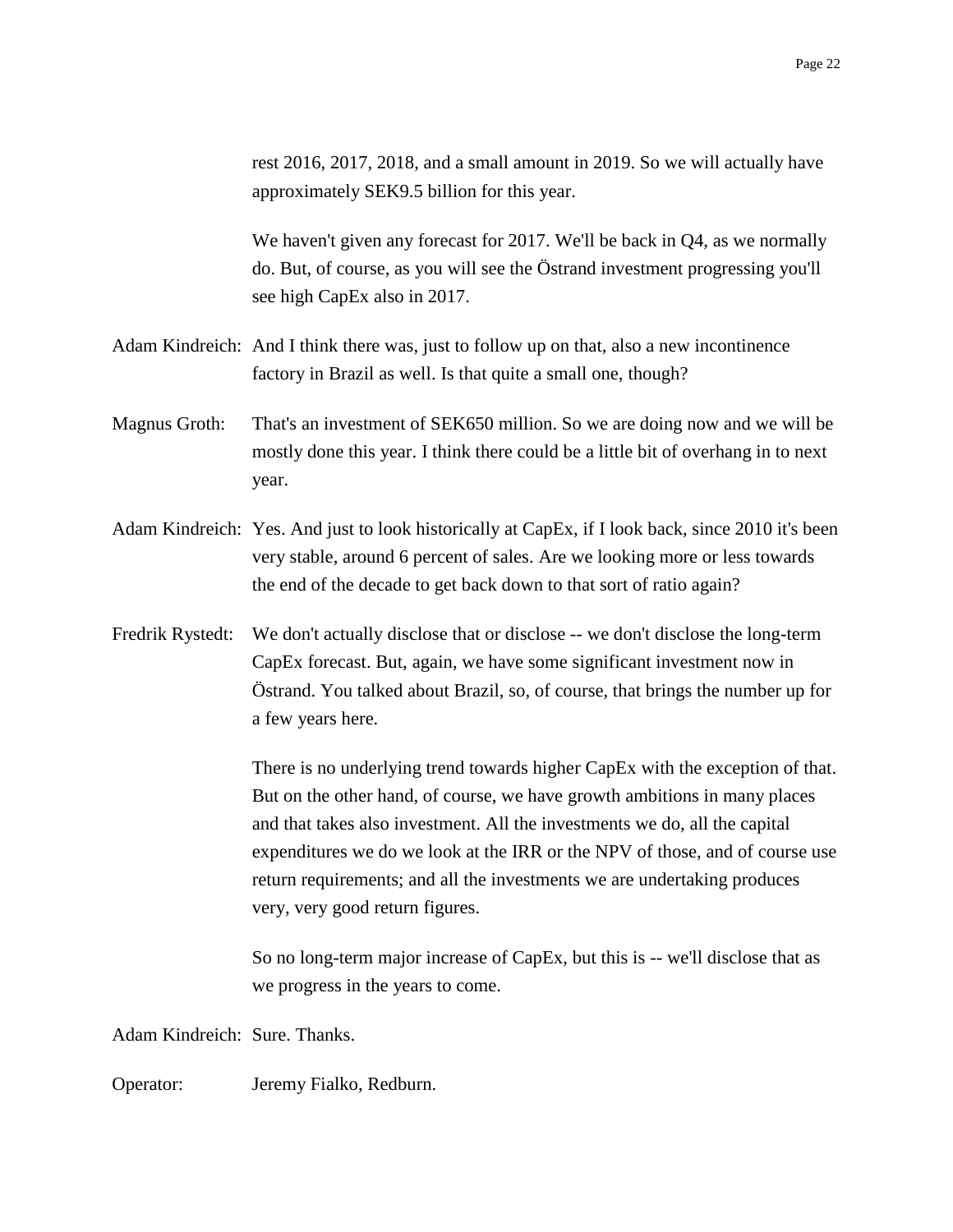rest 2016, 2017, 2018, and a small amount in 2019. So we will actually have approximately SEK9.5 billion for this year.

We haven't given any forecast for 2017. We'll be back in Q4, as we normally do. But, of course, as you will see the Östrand investment progressing you'll see high CapEx also in 2017.

Adam Kindreich: And I think there was, just to follow up on that, also a new incontinence factory in Brazil as well. Is that quite a small one, though?

Magnus Groth: That's an investment of SEK650 million. So we are doing now and we will be mostly done this year. I think there could be a little bit of overhang in to next year.

Adam Kindreich: Yes. And just to look historically at CapEx, if I look back, since 2010 it's been very stable, around 6 percent of sales. Are we looking more or less towards the end of the decade to get back down to that sort of ratio again?

Fredrik Rystedt: We don't actually disclose that or disclose -- we don't disclose the long-term CapEx forecast. But, again, we have some significant investment now in Östrand. You talked about Brazil, so, of course, that brings the number up for a few years here.

There is no underlying trend towards higher CapEx with the exception of that. But on the other hand, of course, we have growth ambitions in many places and that takes also investment. All the investments we do, all the capital expenditures we do we look at the IRR or the NPV of those, and of course use return requirements; and all the investments we are undertaking produces very, very good return figures.

So no long-term major increase of CapEx, but this is -- we'll disclose that as we progress in the years to come.

Adam Kindreich: Sure. Thanks.

Operator: Jeremy Fialko, Redburn.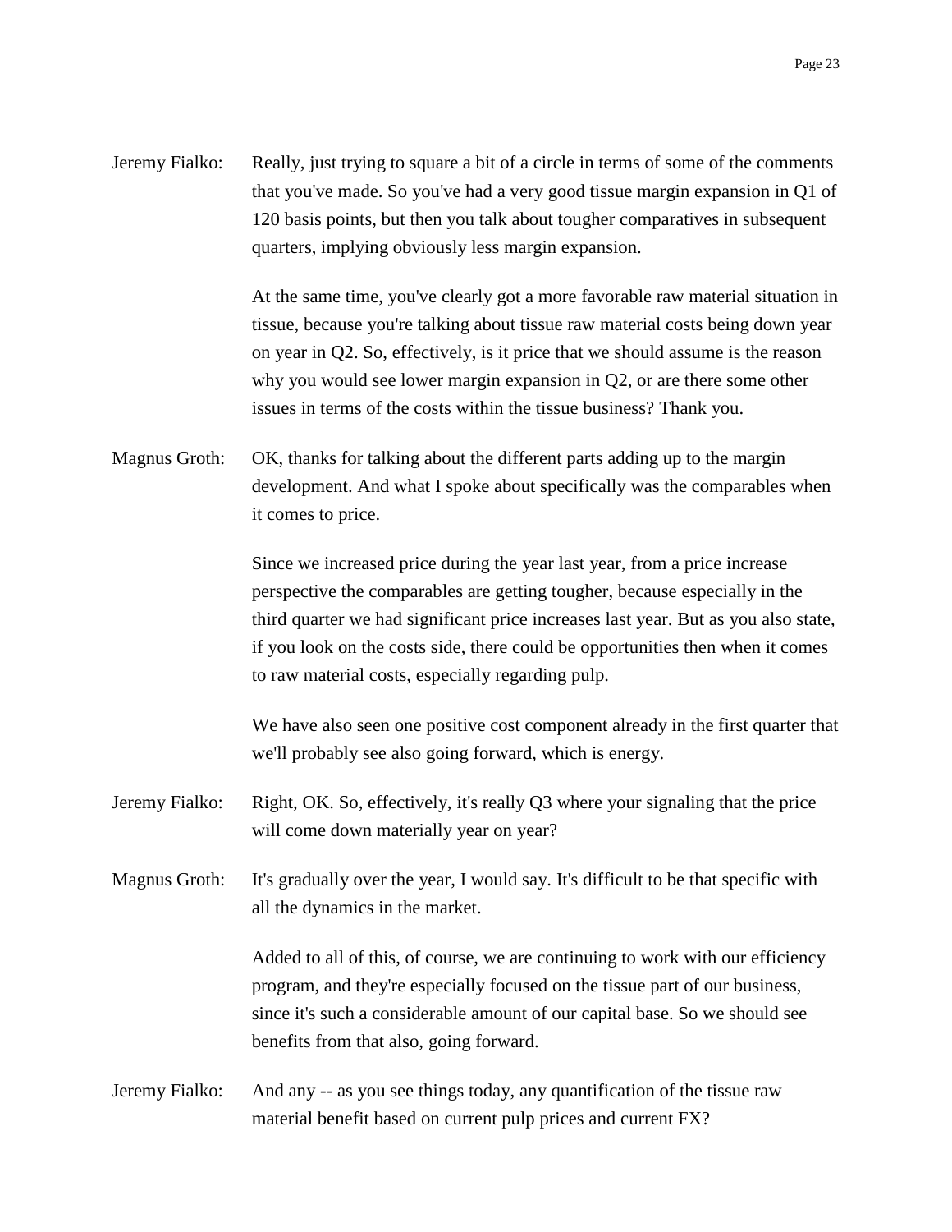Jeremy Fialko: Really, just trying to square a bit of a circle in terms of some of the comments that you've made. So you've had a very good tissue margin expansion in Q1 of 120 basis points, but then you talk about tougher comparatives in subsequent quarters, implying obviously less margin expansion.

At the same time, you've clearly got a more favorable raw material situation in tissue, because you're talking about tissue raw material costs being down year on year in Q2. So, effectively, is it price that we should assume is the reason why you would see lower margin expansion in Q2, or are there some other issues in terms of the costs within the tissue business? Thank you.

Magnus Groth: OK, thanks for talking about the different parts adding up to the margin development. And what I spoke about specifically was the comparables when it comes to price.

Since we increased price during the year last year, from a price increase perspective the comparables are getting tougher, because especially in the third quarter we had significant price increases last year. But as you also state, if you look on the costs side, there could be opportunities then when it comes to raw material costs, especially regarding pulp.

We have also seen one positive cost component already in the first quarter that we'll probably see also going forward, which is energy.

Jeremy Fialko: Right, OK. So, effectively, it's really Q3 where your signaling that the price will come down materially year on year?

Magnus Groth: It's gradually over the year, I would say. It's difficult to be that specific with all the dynamics in the market.

Added to all of this, of course, we are continuing to work with our efficiency program, and they're especially focused on the tissue part of our business, since it's such a considerable amount of our capital base. So we should see benefits from that also, going forward.

Jeremy Fialko: And any -- as you see things today, any quantification of the tissue raw material benefit based on current pulp prices and current FX?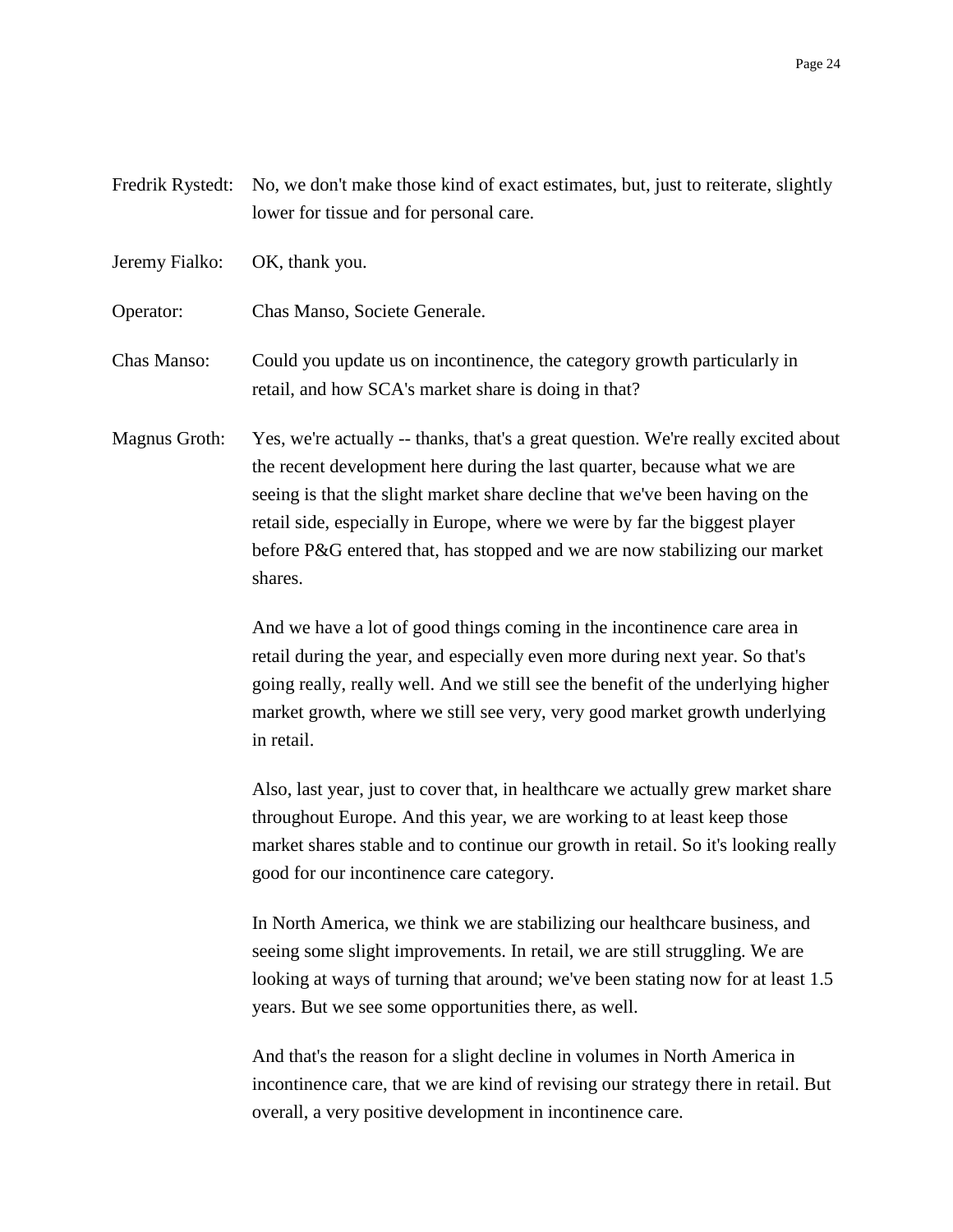Fredrik Rystedt: No, we don't make those kind of exact estimates, but, just to reiterate, slightly lower for tissue and for personal care.

Jeremy Fialko: OK, thank you.

Operator: Chas Manso, Societe Generale.

Chas Manso: Could you update us on incontinence, the category growth particularly in retail, and how SCA's market share is doing in that?

Magnus Groth: Yes, we're actually -- thanks, that's a great question. We're really excited about the recent development here during the last quarter, because what we are seeing is that the slight market share decline that we've been having on the retail side, especially in Europe, where we were by far the biggest player before P&G entered that, has stopped and we are now stabilizing our market shares.

And we have a lot of good things coming in the incontinence care area in retail during the year, and especially even more during next year. So that's going really, really well. And we still see the benefit of the underlying higher market growth, where we still see very, very good market growth underlying in retail.

Also, last year, just to cover that, in healthcare we actually grew market share throughout Europe. And this year, we are working to at least keep those market shares stable and to continue our growth in retail. So it's looking really good for our incontinence care category.

In North America, we think we are stabilizing our healthcare business, and seeing some slight improvements. In retail, we are still struggling. We are looking at ways of turning that around; we've been stating now for at least 1.5 years. But we see some opportunities there, as well.

And that's the reason for a slight decline in volumes in North America in incontinence care, that we are kind of revising our strategy there in retail. But overall, a very positive development in incontinence care.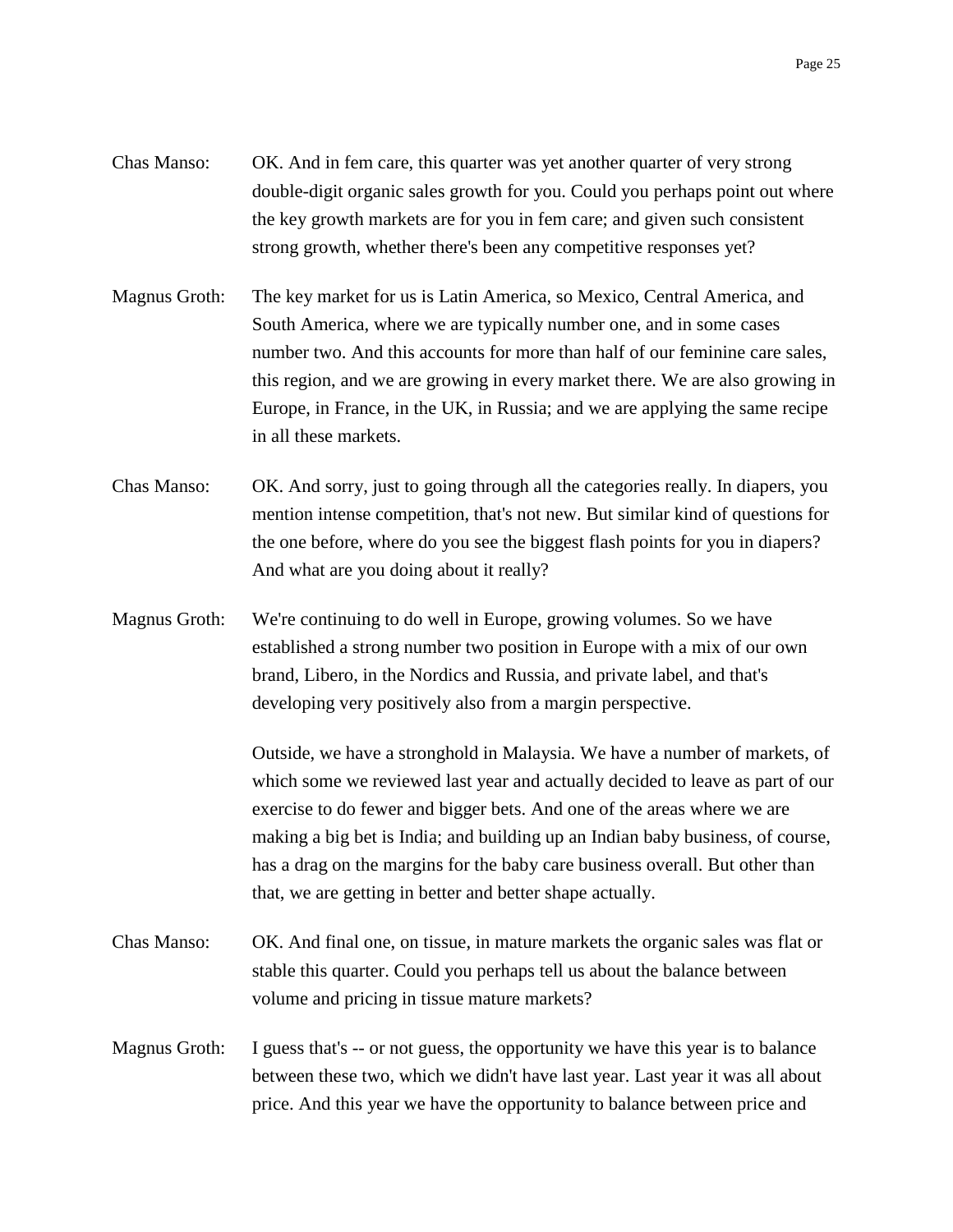Chas Manso: OK. And in fem care, this quarter was yet another quarter of very strong double-digit organic sales growth for you. Could you perhaps point out where the key growth markets are for you in fem care; and given such consistent strong growth, whether there's been any competitive responses yet?

Magnus Groth: The key market for us is Latin America, so Mexico, Central America, and South America, where we are typically number one, and in some cases number two. And this accounts for more than half of our feminine care sales, this region, and we are growing in every market there. We are also growing in Europe, in France, in the UK, in Russia; and we are applying the same recipe in all these markets.

Chas Manso: OK. And sorry, just to going through all the categories really. In diapers, you mention intense competition, that's not new. But similar kind of questions for the one before, where do you see the biggest flash points for you in diapers? And what are you doing about it really?

Magnus Groth: We're continuing to do well in Europe, growing volumes. So we have established a strong number two position in Europe with a mix of our own brand, Libero, in the Nordics and Russia, and private label, and that's developing very positively also from a margin perspective.

Outside, we have a stronghold in Malaysia. We have a number of markets, of which some we reviewed last year and actually decided to leave as part of our exercise to do fewer and bigger bets. And one of the areas where we are making a big bet is India; and building up an Indian baby business, of course, has a drag on the margins for the baby care business overall. But other than that, we are getting in better and better shape actually.

Chas Manso: OK. And final one, on tissue, in mature markets the organic sales was flat or stable this quarter. Could you perhaps tell us about the balance between volume and pricing in tissue mature markets?

Magnus Groth: I guess that's -- or not guess, the opportunity we have this year is to balance between these two, which we didn't have last year. Last year it was all about price. And this year we have the opportunity to balance between price and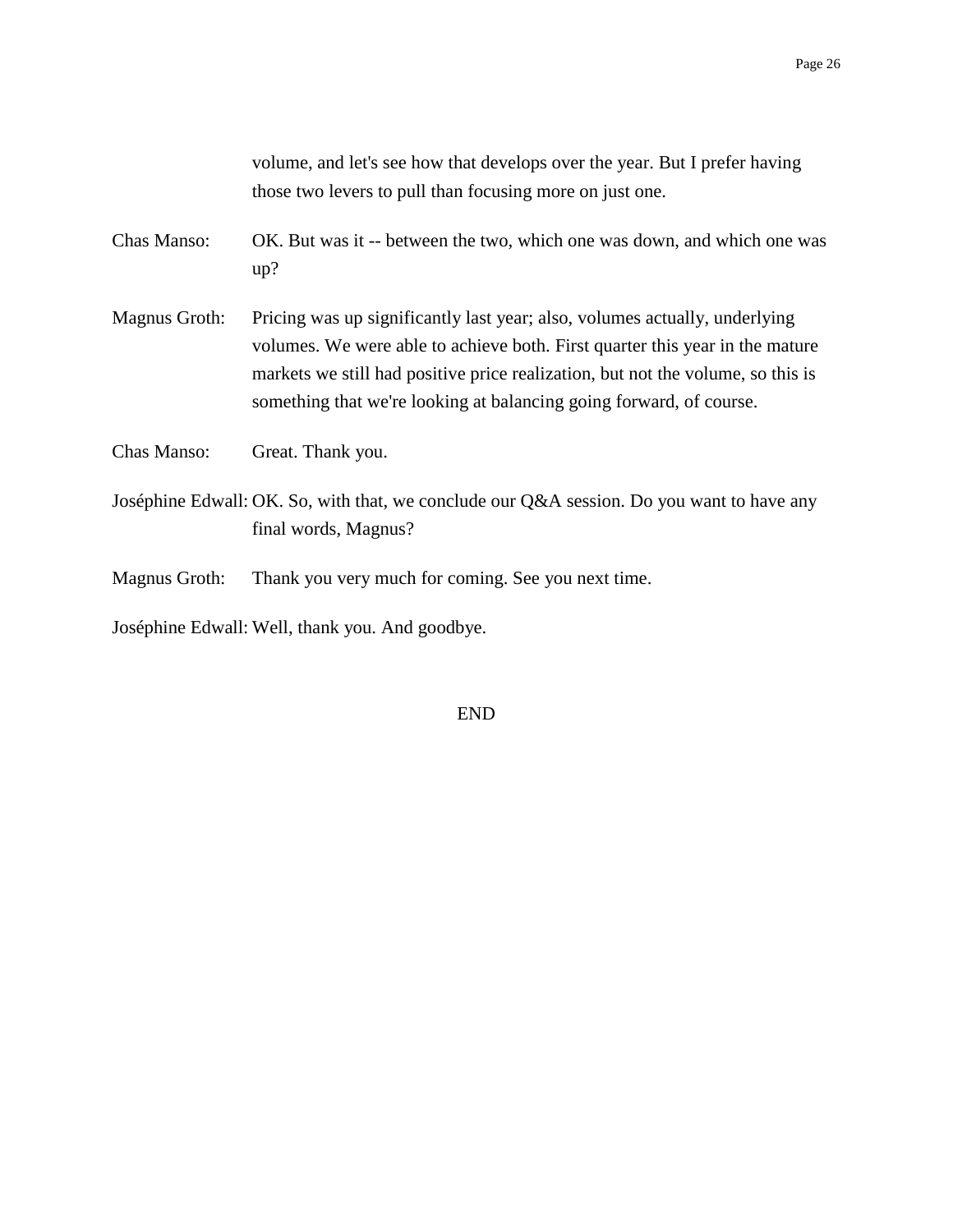volume, and let's see how that develops over the year. But I prefer having those two levers to pull than focusing more on just one.

Chas Manso: OK. But was it -- between the two, which one was down, and which one was up?

Magnus Groth: Pricing was up significantly last year; also, volumes actually, underlying volumes. We were able to achieve both. First quarter this year in the mature markets we still had positive price realization, but not the volume, so this is something that we're looking at balancing going forward, of course.

Chas Manso: Great. Thank you.

Joséphine Edwall: OK. So, with that, we conclude our Q&A session. Do you want to have any final words, Magnus?

Magnus Groth: Thank you very much for coming. See you next time.

Joséphine Edwall: Well, thank you. And goodbye.

END